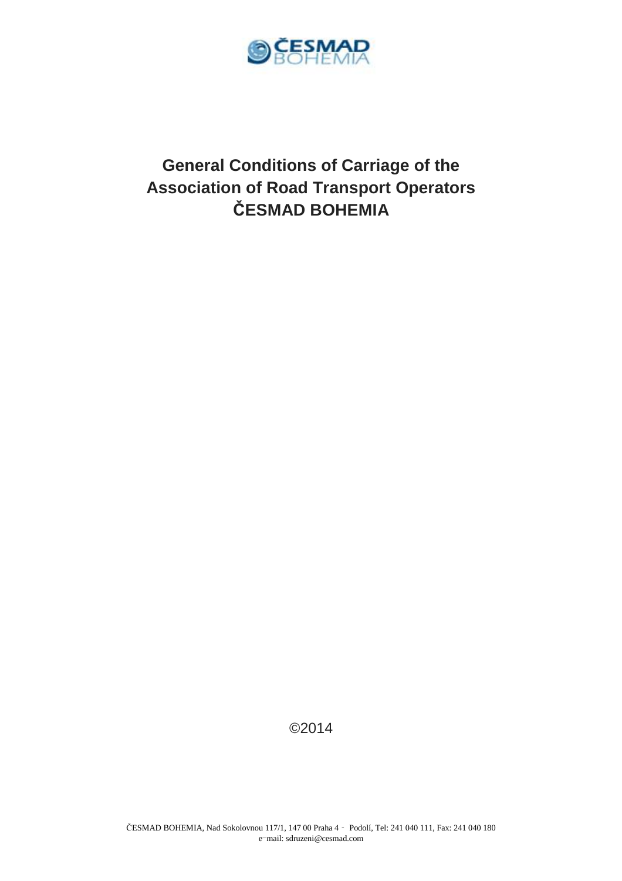# General Conditions of Carriage of the Association of Road Transport Operators ČESMAD BOHEMIA

©2014

ČESMAD BOHEMIA, Nad Sokolovnou 117/1, 147 00 Praha 4 - Podolí, Tel: 241 040 111, Fax: 241 040 180
e-mail: sdruzeni@cesmad.com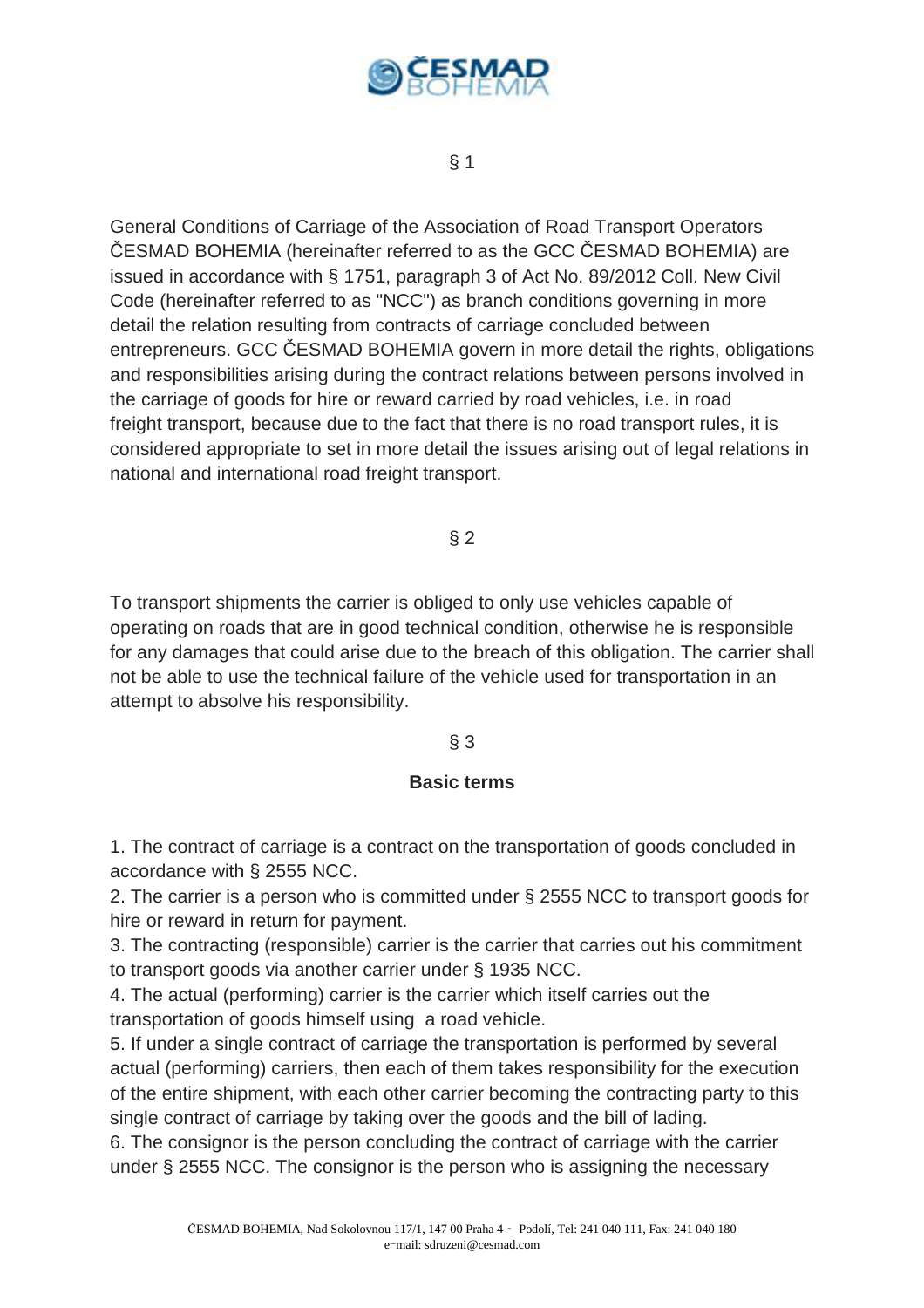## § 1

General Conditions of Carriage of the Association of Road Transport Operators ČESMAD BOHEMIA (hereinafter referred to as the GCC ČESMAD BOHEMIA) are issued in accordance with § 1751, paragraph 3 of Act No. 89/2012 Coll. New Civil Code (hereinafter referred to as "NCC") as branch conditions governing in more detail the relation resulting from contracts of carriage concluded between entrepreneurs. GCC ČESMAD BOHEMIA govern in more detail the rights, obligations and responsibilities arising during the contract relations between persons involved in the carriage of goods for hire or reward carried by road vehicles, i.e. in road freight transport, because due to the fact that there is no road transport rules, it is considered appropriate to set in more detail the issues arising out of legal relations in national and international road freight transport.

## § 2

To transport shipments the carrier is obliged to only use vehicles capable of operating on roads that are in good technical condition, otherwise he is responsible for any damages that could arise due to the breach of this obligation. The carrier shall not be able to use the technical failure of the vehicle used for transportation in an attempt to absolve his responsibility.

## § 3

### Basic terms

1. The contract of carriage is a contract on the transportation of goods concluded in accordance with § 2555 NCC.
2. The carrier is a person who is committed under § 2555 NCC to transport goods for hire or reward in return for payment.
3. The contracting (responsible) carrier is the carrier that carries out his commitment to transport goods via another carrier under § 1935 NCC.
4. The actual (performing) carrier is the carrier which itself carries out the transportation of goods himself using a road vehicle.
5. If under a single contract of carriage the transportation is performed by several actual (performing) carriers, then each of them takes responsibility for the execution of the entire shipment, with each other carrier becoming the contracting party to this single contract of carriage by taking over the goods and the bill of lading.
6. The consignor is the person concluding the contract of carriage with the carrier under § 2555 NCC. The consignor is the person who is assigning the necessary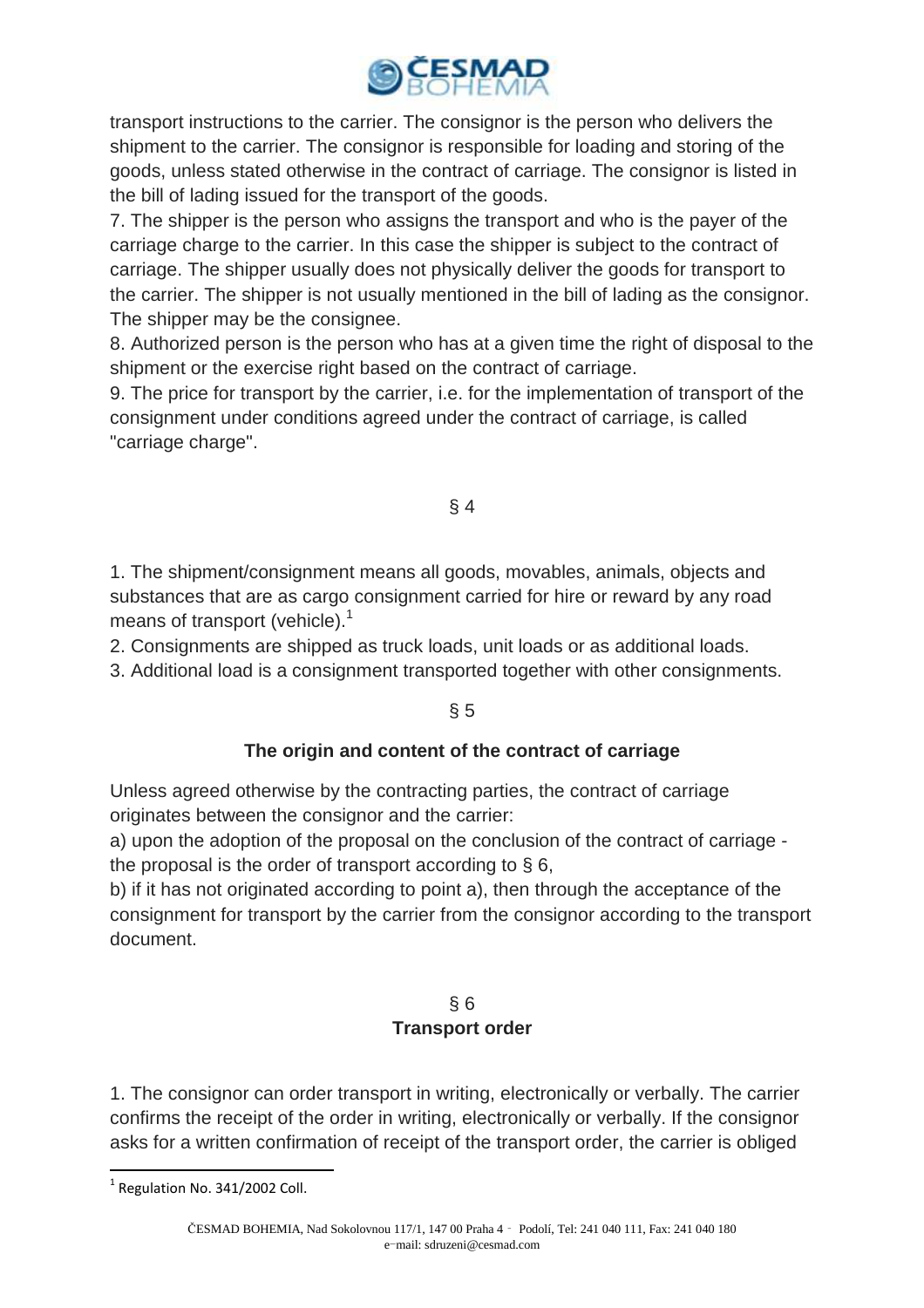transport instructions to the carrier. The consignor is the person who delivers the shipment to the carrier. The consignor is responsible for loading and storing of the goods, unless stated otherwise in the contract of carriage. The consignor is listed in the bill of lading issued for the transport of the goods.

7. The shipper is the person who assigns the transport and who is the payer of the carriage charge to the carrier. In this case the shipper is subject to the contract of carriage. The shipper usually does not physically deliver the goods for transport to the carrier. The shipper is not usually mentioned in the bill of lading as the consignor. The shipper may be the consignee.

8. Authorized person is the person who has at a given time the right of disposal to the shipment or the exercise right based on the contract of carriage.

9. The price for transport by the carrier, i.e. for the implementation of transport of the consignment under conditions agreed under the contract of carriage, is called "carriage charge".

§ 4

1. The shipment/consignment means all goods, movables, animals, objects and substances that are as cargo consignment carried for hire or reward by any road means of transport (vehicle).[1]

2. Consignments are shipped as truck loads, unit loads or as additional loads.

3. Additional load is a consignment transported together with other consignments.

§ 5

**The origin and content of the contract of carriage**

Unless agreed otherwise by the contracting parties, the contract of carriage originates between the consignor and the carrier:

a) upon the adoption of the proposal on the conclusion of the contract of carriage - the proposal is the order of transport according to § 6,

b) if it has not originated according to point a), then through the acceptance of the consignment for transport by the carrier from the consignor according to the transport document.

§ 6

**Transport order**

1. The consignor can order transport in writing, electronically or verbally. The carrier confirms the receipt of the order in writing, electronically or verbally. If the consignor asks for a written confirmation of receipt of the transport order, the carrier is obliged

[1] Regulation No. 341/2002 Coll.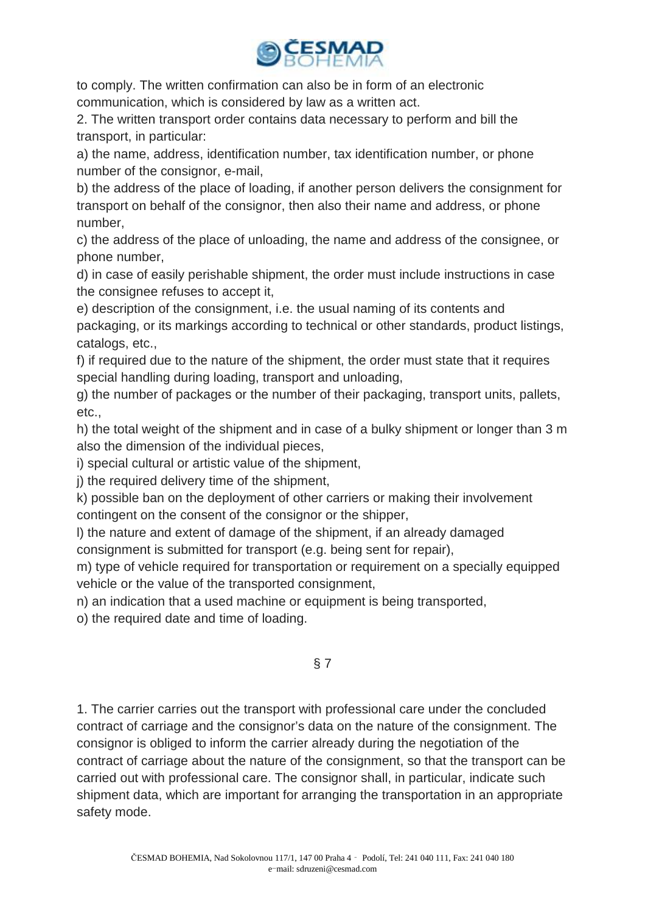to comply. The written confirmation can also be in form of an electronic communication, which is considered by law as a written act.

2. The written transport order contains data necessary to perform and bill the transport, in particular:

a) the name, address, identification number, tax identification number, or phone number of the consignor, e-mail,

b) the address of the place of loading, if another person delivers the consignment for transport on behalf of the consignor, then also their name and address, or phone number,

c) the address of the place of unloading, the name and address of the consignee, or phone number,

d) in case of easily perishable shipment, the order must include instructions in case the consignee refuses to accept it,

e) description of the consignment, i.e. the usual naming of its contents and packaging, or its markings according to technical or other standards, product listings, catalogs, etc.,

f) if required due to the nature of the shipment, the order must state that it requires special handling during loading, transport and unloading,

g) the number of packages or the number of their packaging, transport units, pallets, etc.,

h) the total weight of the shipment and in case of a bulky shipment or longer than 3 m also the dimension of the individual pieces,

i) special cultural or artistic value of the shipment,

j) the required delivery time of the shipment,

k) possible ban on the deployment of other carriers or making their involvement contingent on the consent of the consignor or the shipper,

l) the nature and extent of damage of the shipment, if an already damaged consignment is submitted for transport (e.g. being sent for repair),

m) type of vehicle required for transportation or requirement on a specially equipped vehicle or the value of the transported consignment,

n) an indication that a used machine or equipment is being transported,

o) the required date and time of loading.

## § 7

1. The carrier carries out the transport with professional care under the concluded contract of carriage and the consignor's data on the nature of the consignment. The consignor is obliged to inform the carrier already during the negotiation of the contract of carriage about the nature of the consignment, so that the transport can be carried out with professional care. The consignor shall, in particular, indicate such shipment data, which are important for arranging the transportation in an appropriate safety mode.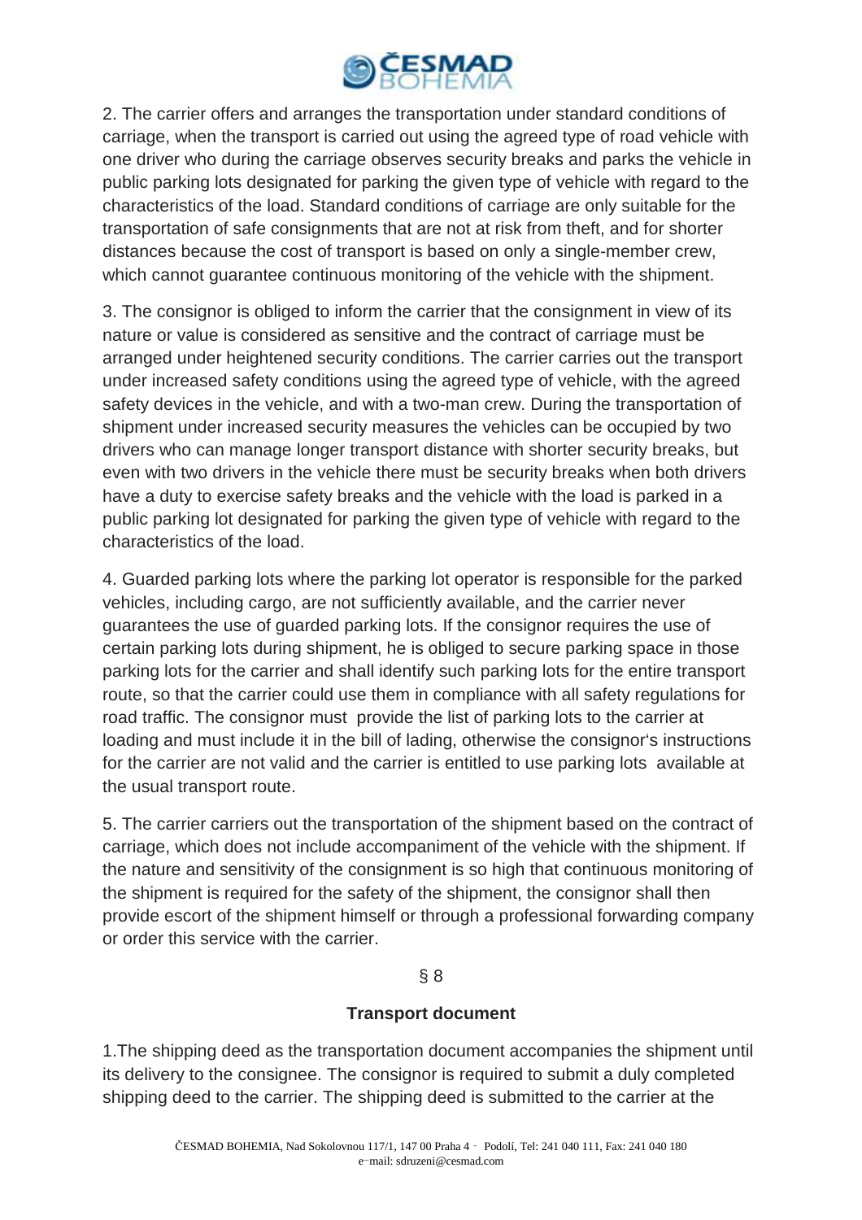2. The carrier offers and arranges the transportation under standard conditions of carriage, when the transport is carried out using the agreed type of road vehicle with one driver who during the carriage observes security breaks and parks the vehicle in public parking lots designated for parking the given type of vehicle with regard to the characteristics of the load. Standard conditions of carriage are only suitable for the transportation of safe consignments that are not at risk from theft, and for shorter distances because the cost of transport is based on only a single-member crew, which cannot guarantee continuous monitoring of the vehicle with the shipment.

3. The consignor is obliged to inform the carrier that the consignment in view of its nature or value is considered as sensitive and the contract of carriage must be arranged under heightened security conditions. The carrier carries out the transport under increased safety conditions using the agreed type of vehicle, with the agreed safety devices in the vehicle, and with a two-man crew. During the transportation of shipment under increased security measures the vehicles can be occupied by two drivers who can manage longer transport distance with shorter security breaks, but even with two drivers in the vehicle there must be security breaks when both drivers have a duty to exercise safety breaks and the vehicle with the load is parked in a public parking lot designated for parking the given type of vehicle with regard to the characteristics of the load.

4. Guarded parking lots where the parking lot operator is responsible for the parked vehicles, including cargo, are not sufficiently available, and the carrier never guarantees the use of guarded parking lots. If the consignor requires the use of certain parking lots during shipment, he is obliged to secure parking space in those parking lots for the carrier and shall identify such parking lots for the entire transport route, so that the carrier could use them in compliance with all safety regulations for road traffic. The consignor must provide the list of parking lots to the carrier at loading and must include it in the bill of lading, otherwise the consignor's instructions for the carrier are not valid and the carrier is entitled to use parking lots available at the usual transport route.

5. The carrier carriers out the transportation of the shipment based on the contract of carriage, which does not include accompaniment of the vehicle with the shipment. If the nature and sensitivity of the consignment is so high that continuous monitoring of the shipment is required for the safety of the shipment, the consignor shall then provide escort of the shipment himself or through a professional forwarding company or order this service with the carrier.

§ 8

**Transport document**

1.The shipping deed as the transportation document accompanies the shipment until its delivery to the consignee. The consignor is required to submit a duly completed shipping deed to the carrier. The shipping deed is submitted to the carrier at the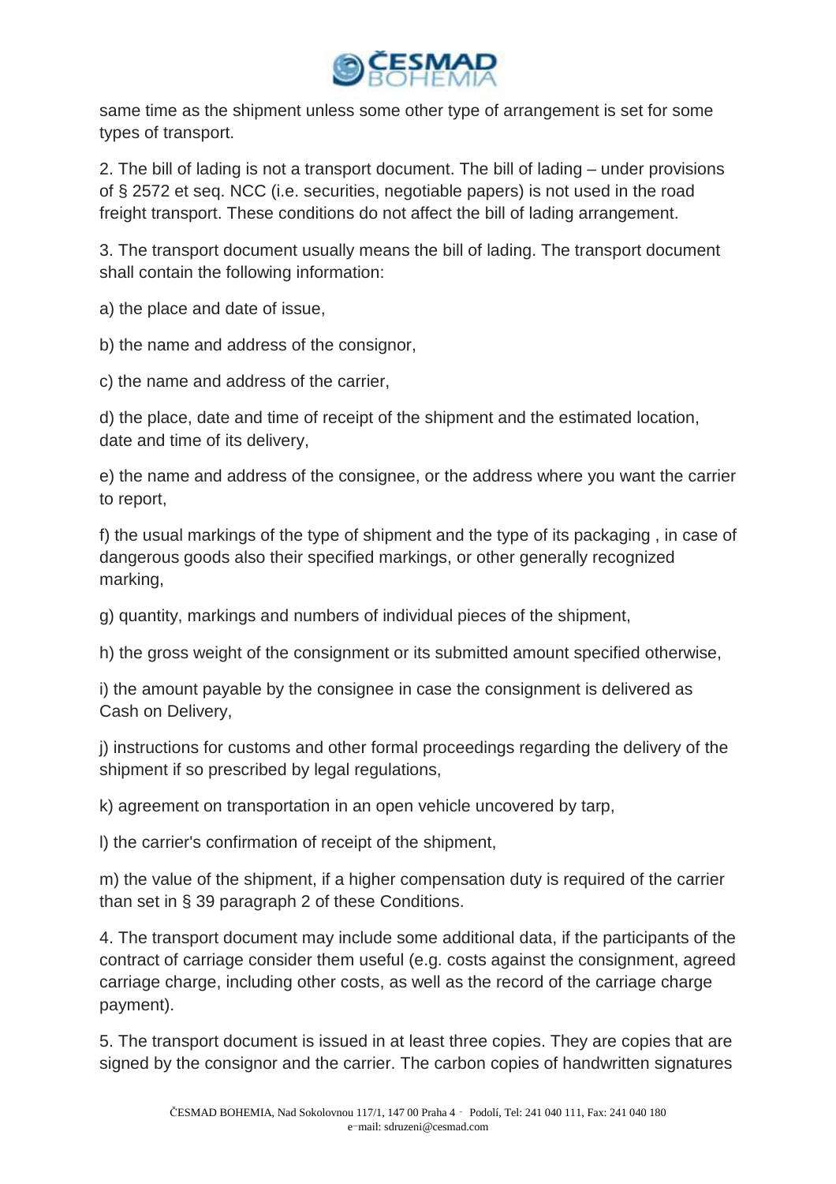same time as the shipment unless some other type of arrangement is set for some types of transport.

2. The bill of lading is not a transport document. The bill of lading – under provisions of § 2572 et seq. NCC (i.e. securities, negotiable papers) is not used in the road freight transport. These conditions do not affect the bill of lading arrangement.

3. The transport document usually means the bill of lading. The transport document shall contain the following information:

a) the place and date of issue,

b) the name and address of the consignor,

c) the name and address of the carrier,

d) the place, date and time of receipt of the shipment and the estimated location, date and time of its delivery,

e) the name and address of the consignee, or the address where you want the carrier to report,

f) the usual markings of the type of shipment and the type of its packaging , in case of dangerous goods also their specified markings, or other generally recognized marking,

g) quantity, markings and numbers of individual pieces of the shipment,

h) the gross weight of the consignment or its submitted amount specified otherwise,

i) the amount payable by the consignee in case the consignment is delivered as Cash on Delivery,

j) instructions for customs and other formal proceedings regarding the delivery of the shipment if so prescribed by legal regulations,

k) agreement on transportation in an open vehicle uncovered by tarp,

l) the carrier's confirmation of receipt of the shipment,

m) the value of the shipment, if a higher compensation duty is required of the carrier than set in § 39 paragraph 2 of these Conditions.

4. The transport document may include some additional data, if the participants of the contract of carriage consider them useful (e.g. costs against the consignment, agreed carriage charge, including other costs, as well as the record of the carriage charge payment).

5. The transport document is issued in at least three copies. They are copies that are signed by the consignor and the carrier. The carbon copies of handwritten signatures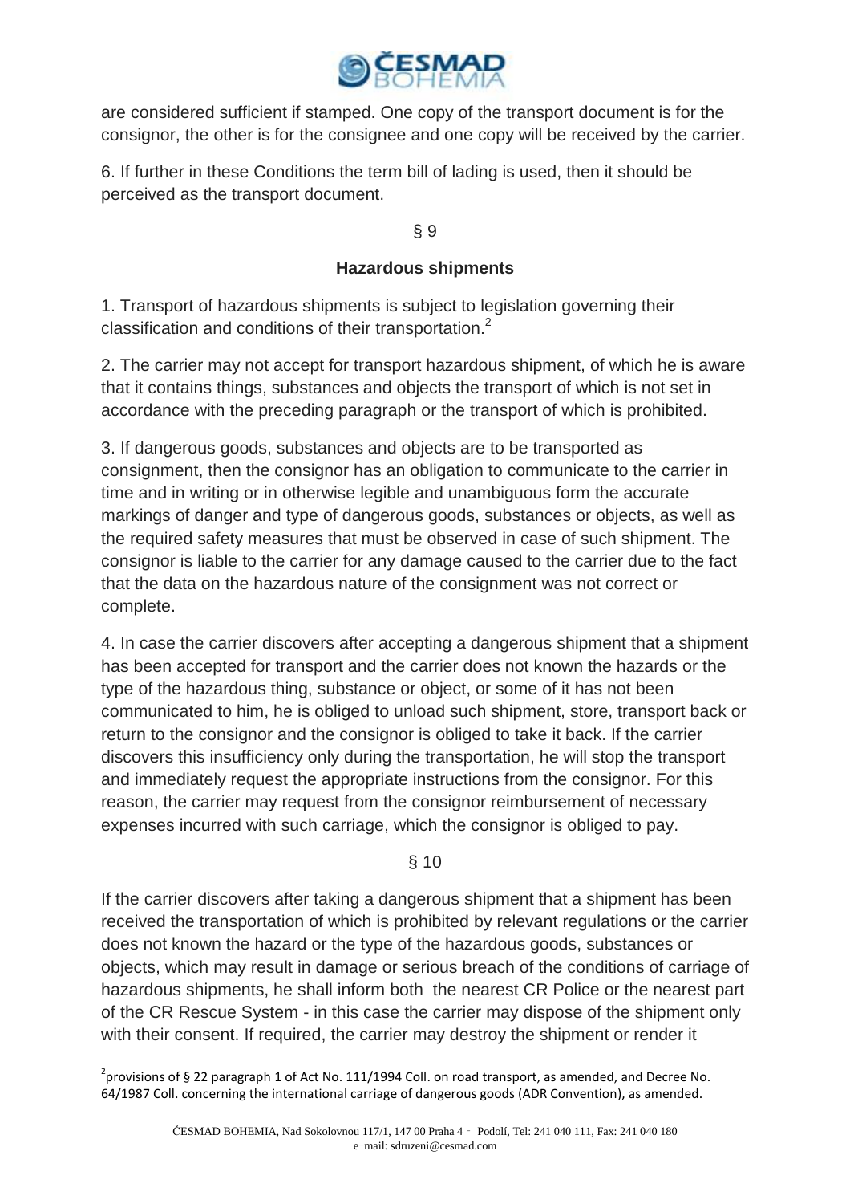are considered sufficient if stamped. One copy of the transport document is for the consignor, the other is for the consignee and one copy will be received by the carrier.

6. If further in these Conditions the term bill of lading is used, then it should be perceived as the transport document.

§ 9

## Hazardous shipments

1. Transport of hazardous shipments is subject to legislation governing their classification and conditions of their transportation.[2]

2. The carrier may not accept for transport hazardous shipment, of which he is aware that it contains things, substances and objects the transport of which is not set in accordance with the preceding paragraph or the transport of which is prohibited.

3. If dangerous goods, substances and objects are to be transported as consignment, then the consignor has an obligation to communicate to the carrier in time and in writing or in otherwise legible and unambiguous form the accurate markings of danger and type of dangerous goods, substances or objects, as well as the required safety measures that must be observed in case of such shipment. The consignor is liable to the carrier for any damage caused to the carrier due to the fact that the data on the hazardous nature of the consignment was not correct or complete.

4. In case the carrier discovers after accepting a dangerous shipment that a shipment has been accepted for transport and the carrier does not known the hazards or the type of the hazardous thing, substance or object, or some of it has not been communicated to him, he is obliged to unload such shipment, store, transport back or return to the consignor and the consignor is obliged to take it back. If the carrier discovers this insufficiency only during the transportation, he will stop the transport and immediately request the appropriate instructions from the consignor. For this reason, the carrier may request from the consignor reimbursement of necessary expenses incurred with such carriage, which the consignor is obliged to pay.

§ 10

If the carrier discovers after taking a dangerous shipment that a shipment has been received the transportation of which is prohibited by relevant regulations or the carrier does not known the hazard or the type of the hazardous goods, substances or objects, which may result in damage or serious breach of the conditions of carriage of hazardous shipments, he shall inform both the nearest CR Police or the nearest part of the CR Rescue System - in this case the carrier may dispose of the shipment only with their consent. If required, the carrier may destroy the shipment or render it

[2] provisions of § 22 paragraph 1 of Act No. 111/1994 Coll. on road transport, as amended, and Decree No. 64/1987 Coll. concerning the international carriage of dangerous goods (ADR Convention), as amended.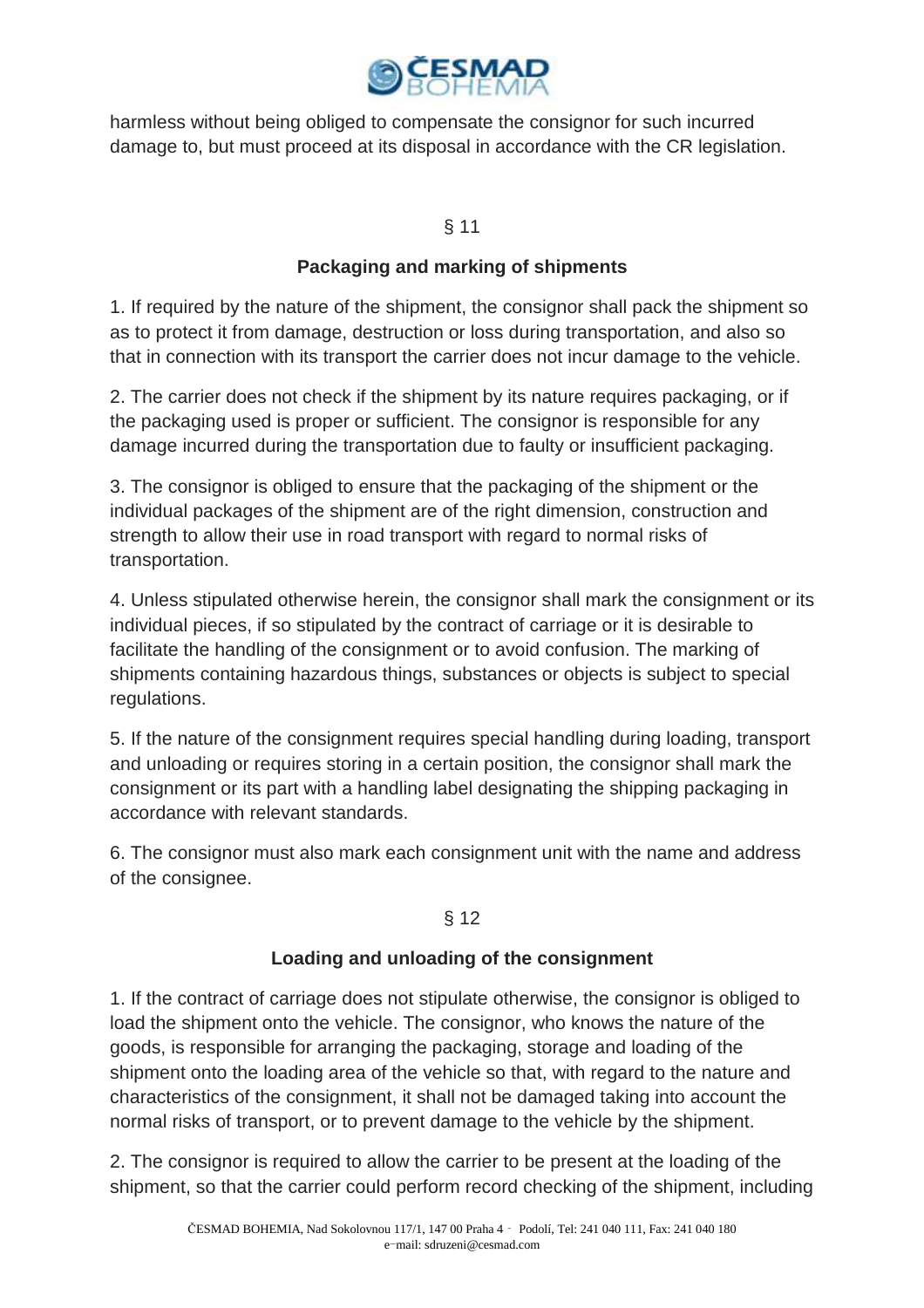harmless without being obliged to compensate the consignor for such incurred damage to, but must proceed at its disposal in accordance with the CR legislation.

§ 11

**Packaging and marking of shipments**

1. If required by the nature of the shipment, the consignor shall pack the shipment so as to protect it from damage, destruction or loss during transportation, and also so that in connection with its transport the carrier does not incur damage to the vehicle.

2. The carrier does not check if the shipment by its nature requires packaging, or if the packaging used is proper or sufficient. The consignor is responsible for any damage incurred during the transportation due to faulty or insufficient packaging.

3. The consignor is obliged to ensure that the packaging of the shipment or the individual packages of the shipment are of the right dimension, construction and strength to allow their use in road transport with regard to normal risks of transportation.

4. Unless stipulated otherwise herein, the consignor shall mark the consignment or its individual pieces, if so stipulated by the contract of carriage or it is desirable to facilitate the handling of the consignment or to avoid confusion. The marking of shipments containing hazardous things, substances or objects is subject to special regulations.

5. If the nature of the consignment requires special handling during loading, transport and unloading or requires storing in a certain position, the consignor shall mark the consignment or its part with a handling label designating the shipping packaging in accordance with relevant standards.

6. The consignor must also mark each consignment unit with the name and address of the consignee.

§ 12

**Loading and unloading of the consignment**

1. If the contract of carriage does not stipulate otherwise, the consignor is obliged to load the shipment onto the vehicle. The consignor, who knows the nature of the goods, is responsible for arranging the packaging, storage and loading of the shipment onto the loading area of the vehicle so that, with regard to the nature and characteristics of the consignment, it shall not be damaged taking into account the normal risks of transport, or to prevent damage to the vehicle by the shipment.

2. The consignor is required to allow the carrier to be present at the loading of the shipment, so that the carrier could perform record checking of the shipment, including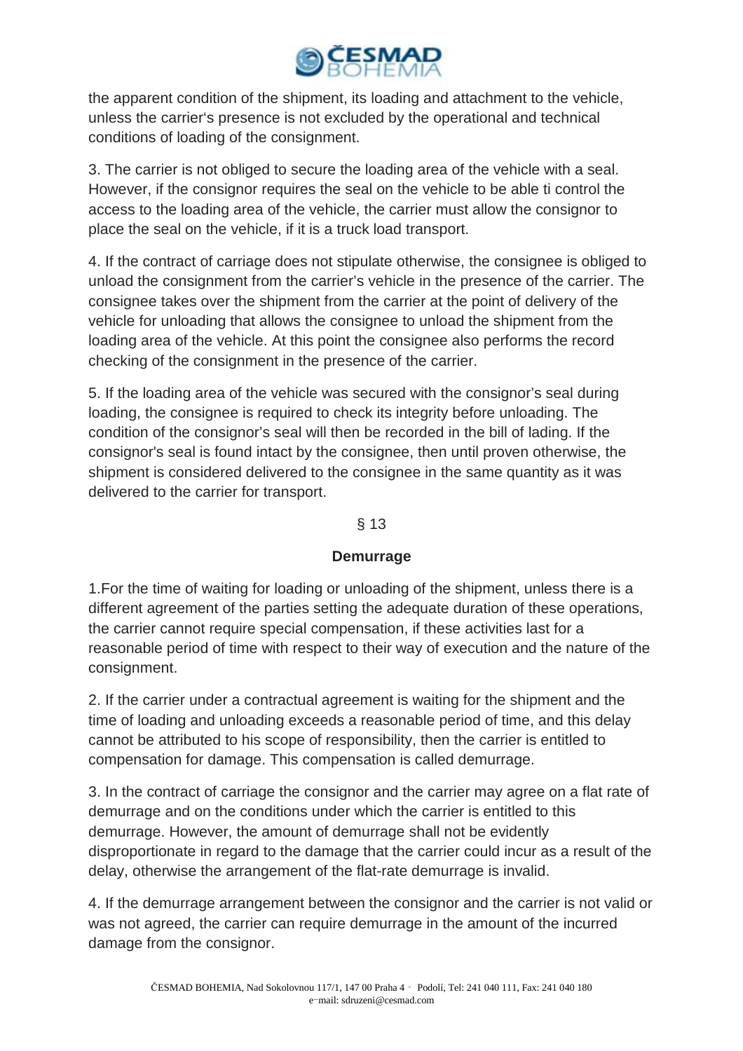the apparent condition of the shipment, its loading and attachment to the vehicle, unless the carrier's presence is not excluded by the operational and technical conditions of loading of the consignment.

3. The carrier is not obliged to secure the loading area of the vehicle with a seal. However, if the consignor requires the seal on the vehicle to be able ti control the access to the loading area of the vehicle, the carrier must allow the consignor to place the seal on the vehicle, if it is a truck load transport.

4. If the contract of carriage does not stipulate otherwise, the consignee is obliged to unload the consignment from the carrier's vehicle in the presence of the carrier. The consignee takes over the shipment from the carrier at the point of delivery of the vehicle for unloading that allows the consignee to unload the shipment from the loading area of the vehicle. At this point the consignee also performs the record checking of the consignment in the presence of the carrier.

5. If the loading area of the vehicle was secured with the consignor's seal during loading, the consignee is required to check its integrity before unloading. The condition of the consignor's seal will then be recorded in the bill of lading. If the consignor's seal is found intact by the consignee, then until proven otherwise, the shipment is considered delivered to the consignee in the same quantity as it was delivered to the carrier for transport.

§ 13

**Demurrage**

1.For the time of waiting for loading or unloading of the shipment, unless there is a different agreement of the parties setting the adequate duration of these operations, the carrier cannot require special compensation, if these activities last for a reasonable period of time with respect to their way of execution and the nature of the consignment.

2. If the carrier under a contractual agreement is waiting for the shipment and the time of loading and unloading exceeds a reasonable period of time, and this delay cannot be attributed to his scope of responsibility, then the carrier is entitled to compensation for damage. This compensation is called demurrage.

3. In the contract of carriage the consignor and the carrier may agree on a flat rate of demurrage and on the conditions under which the carrier is entitled to this demurrage. However, the amount of demurrage shall not be evidently disproportionate in regard to the damage that the carrier could incur as a result of the delay, otherwise the arrangement of the flat-rate demurrage is invalid.

4. If the demurrage arrangement between the consignor and the carrier is not valid or was not agreed, the carrier can require demurrage in the amount of the incurred damage from the consignor.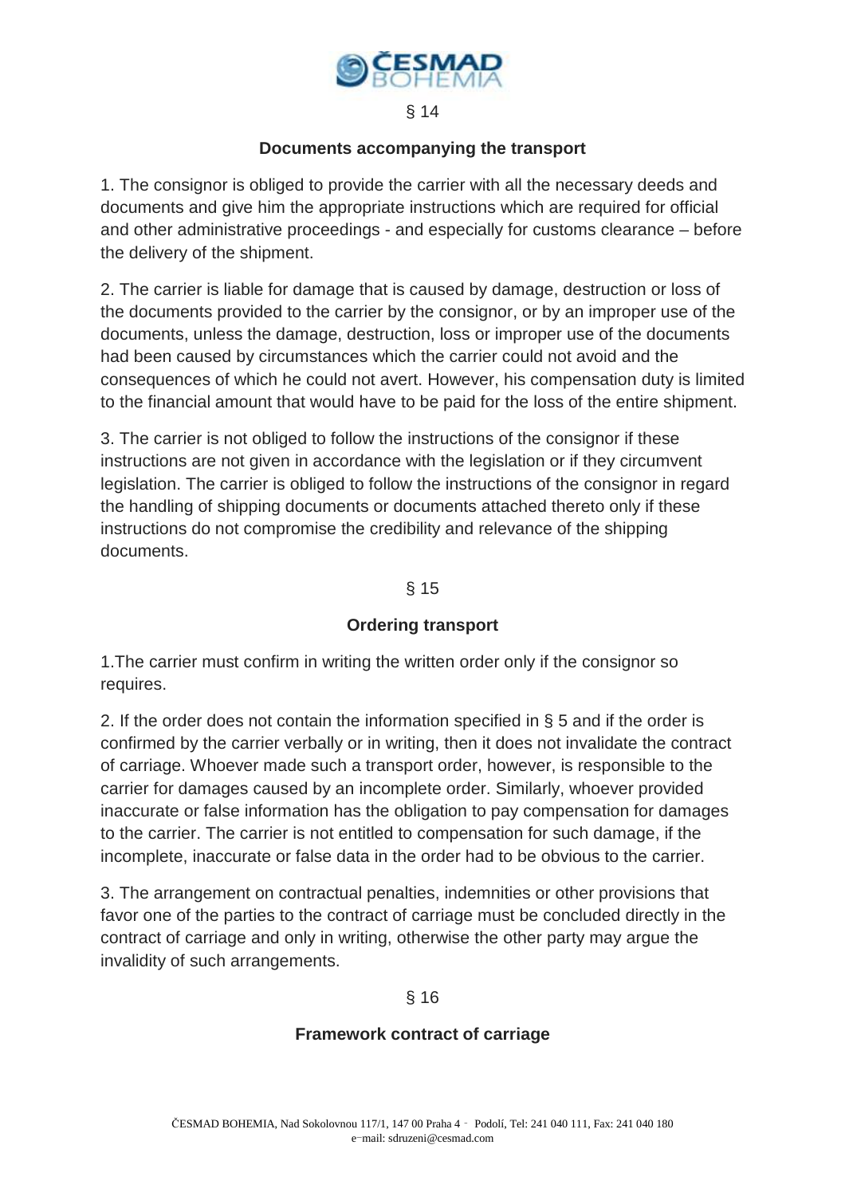## § 14

### Documents accompanying the transport

1. The consignor is obliged to provide the carrier with all the necessary deeds and documents and give him the appropriate instructions which are required for official and other administrative proceedings - and especially for customs clearance – before the delivery of the shipment.

2. The carrier is liable for damage that is caused by damage, destruction or loss of the documents provided to the carrier by the consignor, or by an improper use of the documents, unless the damage, destruction, loss or improper use of the documents had been caused by circumstances which the carrier could not avoid and the consequences of which he could not avert. However, his compensation duty is limited to the financial amount that would have to be paid for the loss of the entire shipment.

3. The carrier is not obliged to follow the instructions of the consignor if these instructions are not given in accordance with the legislation or if they circumvent legislation. The carrier is obliged to follow the instructions of the consignor in regard the handling of shipping documents or documents attached thereto only if these instructions do not compromise the credibility and relevance of the shipping documents.

## § 15

### Ordering transport

1.The carrier must confirm in writing the written order only if the consignor so requires.

2. If the order does not contain the information specified in § 5 and if the order is confirmed by the carrier verbally or in writing, then it does not invalidate the contract of carriage. Whoever made such a transport order, however, is responsible to the carrier for damages caused by an incomplete order. Similarly, whoever provided inaccurate or false information has the obligation to pay compensation for damages to the carrier. The carrier is not entitled to compensation for such damage, if the incomplete, inaccurate or false data in the order had to be obvious to the carrier.

3. The arrangement on contractual penalties, indemnities or other provisions that favor one of the parties to the contract of carriage must be concluded directly in the contract of carriage and only in writing, otherwise the other party may argue the invalidity of such arrangements.

## § 16

### Framework contract of carriage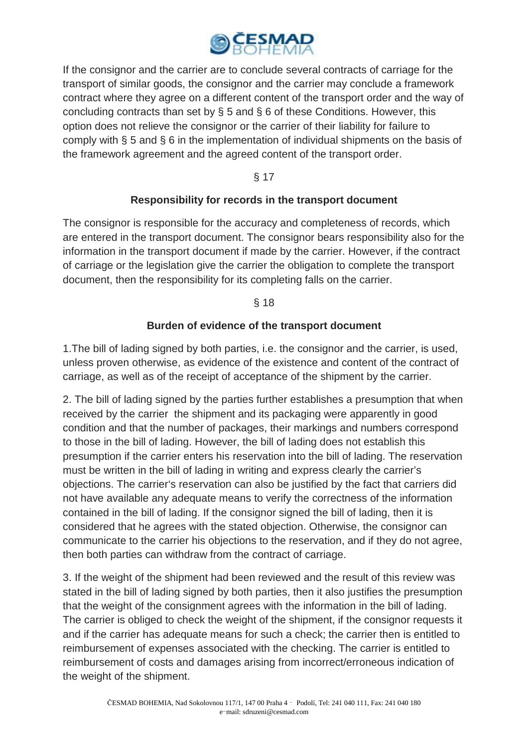If the consignor and the carrier are to conclude several contracts of carriage for the transport of similar goods, the consignor and the carrier may conclude a framework contract where they agree on a different content of the transport order and the way of concluding contracts than set by § 5 and § 6 of these Conditions. However, this option does not relieve the consignor or the carrier of their liability for failure to comply with § 5 and § 6 in the implementation of individual shipments on the basis of the framework agreement and the agreed content of the transport order.

§ 17

**Responsibility for records in the transport document**

The consignor is responsible for the accuracy and completeness of records, which are entered in the transport document. The consignor bears responsibility also for the information in the transport document if made by the carrier. However, if the contract of carriage or the legislation give the carrier the obligation to complete the transport document, then the responsibility for its completing falls on the carrier.

§ 18

**Burden of evidence of the transport document**

1.The bill of lading signed by both parties, i.e. the consignor and the carrier, is used, unless proven otherwise, as evidence of the existence and content of the contract of carriage, as well as of the receipt of acceptance of the shipment by the carrier.

2. The bill of lading signed by the parties further establishes a presumption that when received by the carrier the shipment and its packaging were apparently in good condition and that the number of packages, their markings and numbers correspond to those in the bill of lading. However, the bill of lading does not establish this presumption if the carrier enters his reservation into the bill of lading. The reservation must be written in the bill of lading in writing and express clearly the carrier's objections. The carrier's reservation can also be justified by the fact that carriers did not have available any adequate means to verify the correctness of the information contained in the bill of lading. If the consignor signed the bill of lading, then it is considered that he agrees with the stated objection. Otherwise, the consignor can communicate to the carrier his objections to the reservation, and if they do not agree, then both parties can withdraw from the contract of carriage.

3. If the weight of the shipment had been reviewed and the result of this review was stated in the bill of lading signed by both parties, then it also justifies the presumption that the weight of the consignment agrees with the information in the bill of lading. The carrier is obliged to check the weight of the shipment, if the consignor requests it and if the carrier has adequate means for such a check; the carrier then is entitled to reimbursement of expenses associated with the checking. The carrier is entitled to reimbursement of costs and damages arising from incorrect/erroneous indication of the weight of the shipment.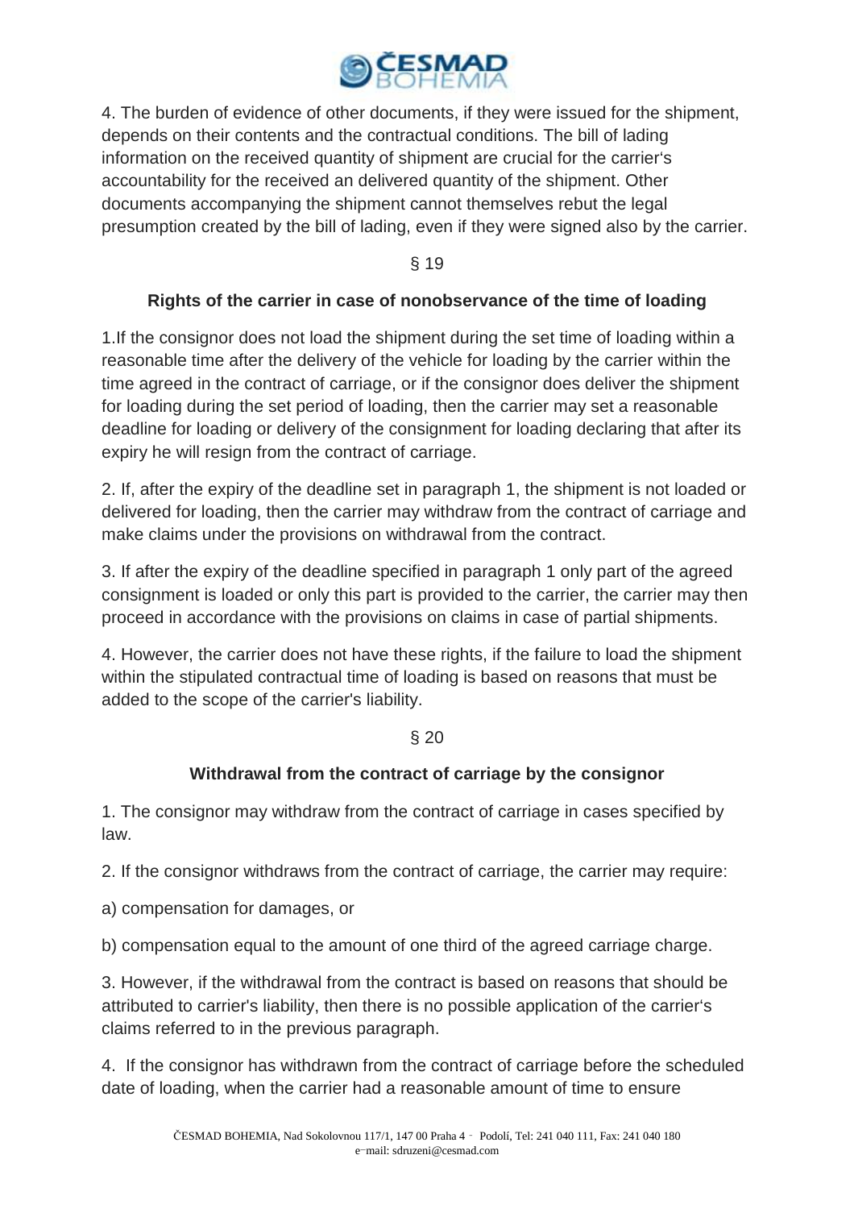4. The burden of evidence of other documents, if they were issued for the shipment, depends on their contents and the contractual conditions. The bill of lading information on the received quantity of shipment are crucial for the carrier's accountability for the received an delivered quantity of the shipment. Other documents accompanying the shipment cannot themselves rebut the legal presumption created by the bill of lading, even if they were signed also by the carrier.

§ 19

**Rights of the carrier in case of nonobservance of the time of loading**

1.If the consignor does not load the shipment during the set time of loading within a reasonable time after the delivery of the vehicle for loading by the carrier within the time agreed in the contract of carriage, or if the consignor does deliver the shipment for loading during the set period of loading, then the carrier may set a reasonable deadline for loading or delivery of the consignment for loading declaring that after its expiry he will resign from the contract of carriage.

2. If, after the expiry of the deadline set in paragraph 1, the shipment is not loaded or delivered for loading, then the carrier may withdraw from the contract of carriage and make claims under the provisions on withdrawal from the contract.

3. If after the expiry of the deadline specified in paragraph 1 only part of the agreed consignment is loaded or only this part is provided to the carrier, the carrier may then proceed in accordance with the provisions on claims in case of partial shipments.

4. However, the carrier does not have these rights, if the failure to load the shipment within the stipulated contractual time of loading is based on reasons that must be added to the scope of the carrier's liability.

§ 20

**Withdrawal from the contract of carriage by the consignor**

1. The consignor may withdraw from the contract of carriage in cases specified by law.

2. If the consignor withdraws from the contract of carriage, the carrier may require:

a) compensation for damages, or

b) compensation equal to the amount of one third of the agreed carriage charge.

3. However, if the withdrawal from the contract is based on reasons that should be attributed to carrier's liability, then there is no possible application of the carrier's claims referred to in the previous paragraph.

4. If the consignor has withdrawn from the contract of carriage before the scheduled date of loading, when the carrier had a reasonable amount of time to ensure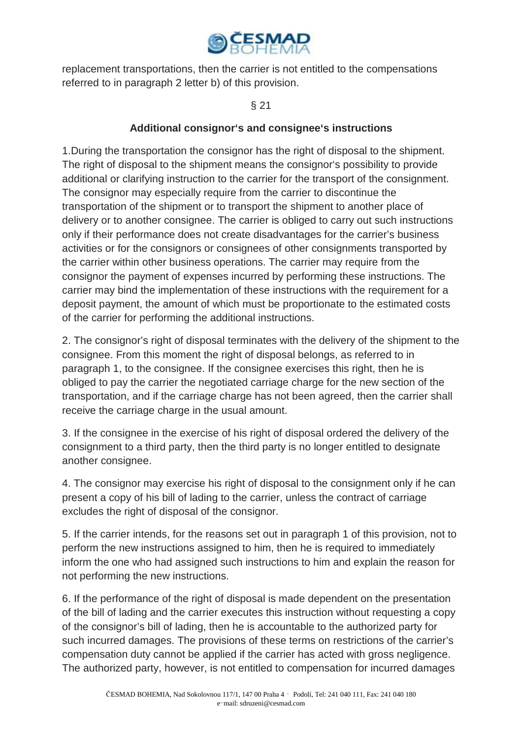replacement transportations, then the carrier is not entitled to the compensations referred to in paragraph 2 letter b) of this provision.

§ 21

### Additional consignor's and consignee's instructions

1.During the transportation the consignor has the right of disposal to the shipment. The right of disposal to the shipment means the consignor's possibility to provide additional or clarifying instruction to the carrier for the transport of the consignment. The consignor may especially require from the carrier to discontinue the transportation of the shipment or to transport the shipment to another place of delivery or to another consignee. The carrier is obliged to carry out such instructions only if their performance does not create disadvantages for the carrier's business activities or for the consignors or consignees of other consignments transported by the carrier within other business operations. The carrier may require from the consignor the payment of expenses incurred by performing these instructions. The carrier may bind the implementation of these instructions with the requirement for a deposit payment, the amount of which must be proportionate to the estimated costs of the carrier for performing the additional instructions.

2. The consignor's right of disposal terminates with the delivery of the shipment to the consignee. From this moment the right of disposal belongs, as referred to in paragraph 1, to the consignee. If the consignee exercises this right, then he is obliged to pay the carrier the negotiated carriage charge for the new section of the transportation, and if the carriage charge has not been agreed, then the carrier shall receive the carriage charge in the usual amount.

3. If the consignee in the exercise of his right of disposal ordered the delivery of the consignment to a third party, then the third party is no longer entitled to designate another consignee.

4. The consignor may exercise his right of disposal to the consignment only if he can present a copy of his bill of lading to the carrier, unless the contract of carriage excludes the right of disposal of the consignor.

5. If the carrier intends, for the reasons set out in paragraph 1 of this provision, not to perform the new instructions assigned to him, then he is required to immediately inform the one who had assigned such instructions to him and explain the reason for not performing the new instructions.

6. If the performance of the right of disposal is made dependent on the presentation of the bill of lading and the carrier executes this instruction without requesting a copy of the consignor's bill of lading, then he is accountable to the authorized party for such incurred damages. The provisions of these terms on restrictions of the carrier's compensation duty cannot be applied if the carrier has acted with gross negligence. The authorized party, however, is not entitled to compensation for incurred damages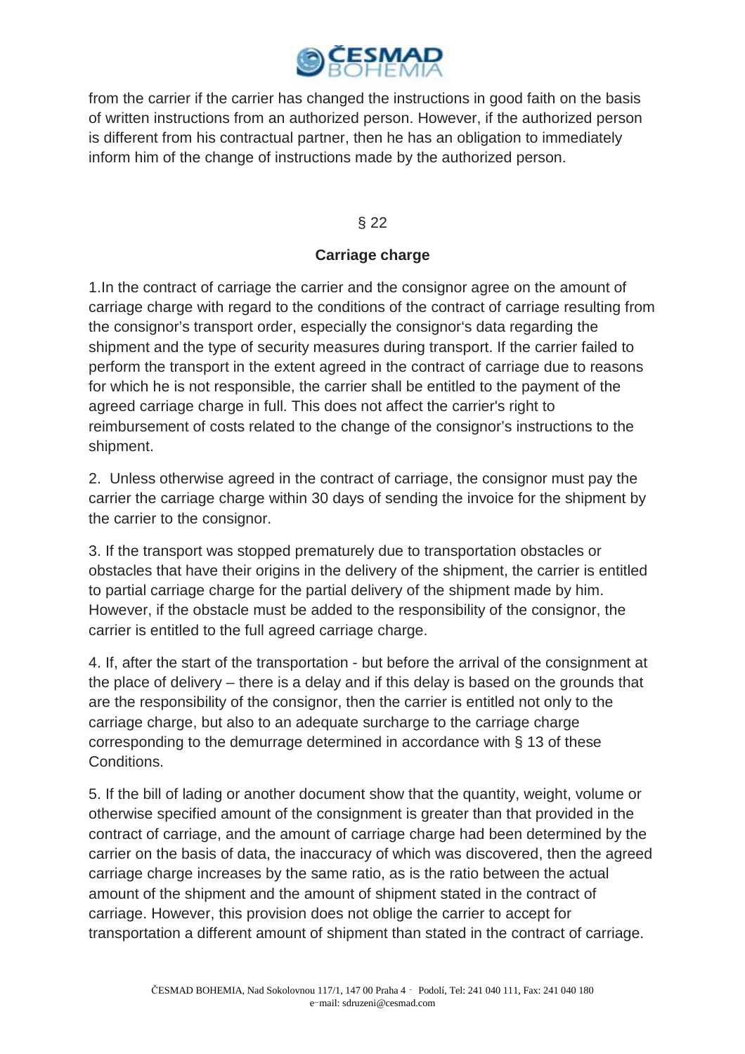from the carrier if the carrier has changed the instructions in good faith on the basis of written instructions from an authorized person. However, if the authorized person is different from his contractual partner, then he has an obligation to immediately inform him of the change of instructions made by the authorized person.

§ 22

**Carriage charge**

1.In the contract of carriage the carrier and the consignor agree on the amount of carriage charge with regard to the conditions of the contract of carriage resulting from the consignor's transport order, especially the consignor's data regarding the shipment and the type of security measures during transport. If the carrier failed to perform the transport in the extent agreed in the contract of carriage due to reasons for which he is not responsible, the carrier shall be entitled to the payment of the agreed carriage charge in full. This does not affect the carrier's right to reimbursement of costs related to the change of the consignor's instructions to the shipment.

2. Unless otherwise agreed in the contract of carriage, the consignor must pay the carrier the carriage charge within 30 days of sending the invoice for the shipment by the carrier to the consignor.

3. If the transport was stopped prematurely due to transportation obstacles or obstacles that have their origins in the delivery of the shipment, the carrier is entitled to partial carriage charge for the partial delivery of the shipment made by him. However, if the obstacle must be added to the responsibility of the consignor, the carrier is entitled to the full agreed carriage charge.

4. If, after the start of the transportation - but before the arrival of the consignment at the place of delivery – there is a delay and if this delay is based on the grounds that are the responsibility of the consignor, then the carrier is entitled not only to the carriage charge, but also to an adequate surcharge to the carriage charge corresponding to the demurrage determined in accordance with § 13 of these Conditions.

5. If the bill of lading or another document show that the quantity, weight, volume or otherwise specified amount of the consignment is greater than that provided in the contract of carriage, and the amount of carriage charge had been determined by the carrier on the basis of data, the inaccuracy of which was discovered, then the agreed carriage charge increases by the same ratio, as is the ratio between the actual amount of the shipment and the amount of shipment stated in the contract of carriage. However, this provision does not oblige the carrier to accept for transportation a different amount of shipment than stated in the contract of carriage.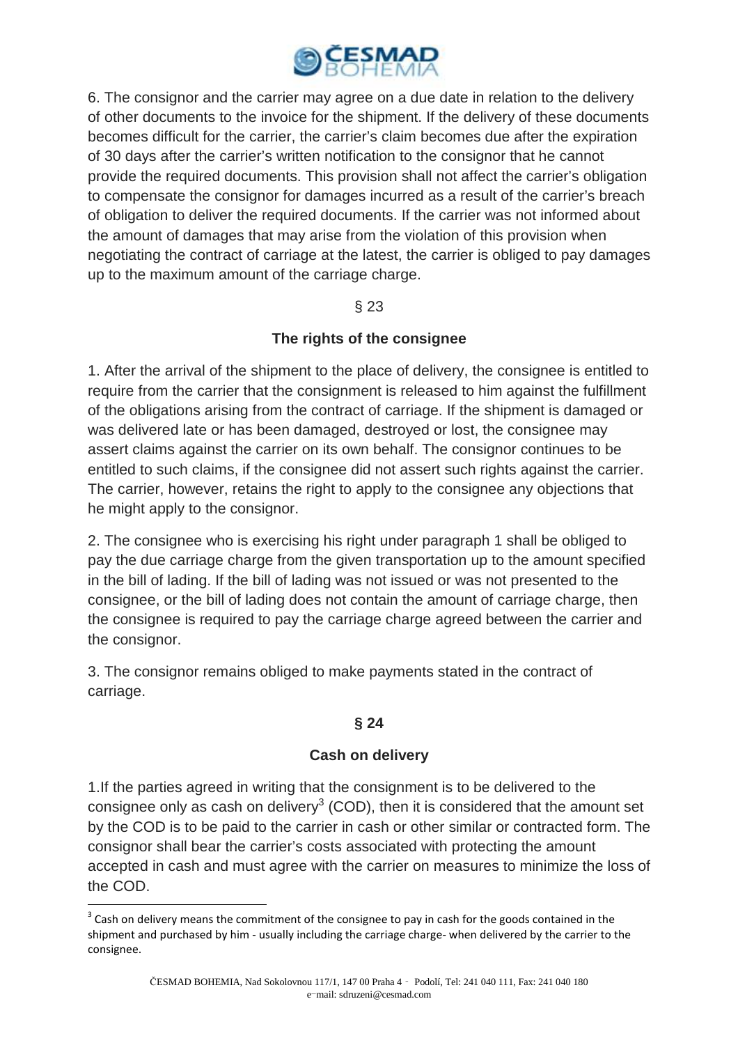6. The consignor and the carrier may agree on a due date in relation to the delivery of other documents to the invoice for the shipment. If the delivery of these documents becomes difficult for the carrier, the carrier's claim becomes due after the expiration of 30 days after the carrier's written notification to the consignor that he cannot provide the required documents. This provision shall not affect the carrier's obligation to compensate the consignor for damages incurred as a result of the carrier's breach of obligation to deliver the required documents. If the carrier was not informed about the amount of damages that may arise from the violation of this provision when negotiating the contract of carriage at the latest, the carrier is obliged to pay damages up to the maximum amount of the carriage charge.

§ 23

**The rights of the consignee**

1. After the arrival of the shipment to the place of delivery, the consignee is entitled to require from the carrier that the consignment is released to him against the fulfillment of the obligations arising from the contract of carriage. If the shipment is damaged or was delivered late or has been damaged, destroyed or lost, the consignee may assert claims against the carrier on its own behalf. The consignor continues to be entitled to such claims, if the consignee did not assert such rights against the carrier. The carrier, however, retains the right to apply to the consignee any objections that he might apply to the consignor.

2. The consignee who is exercising his right under paragraph 1 shall be obliged to pay the due carriage charge from the given transportation up to the amount specified in the bill of lading. If the bill of lading was not issued or was not presented to the consignee, or the bill of lading does not contain the amount of carriage charge, then the consignee is required to pay the carriage charge agreed between the carrier and the consignor.

3. The consignor remains obliged to make payments stated in the contract of carriage.

**§ 24**

**Cash on delivery**

1.If the parties agreed in writing that the consignment is to be delivered to the consignee only as cash on delivery[3] (COD), then it is considered that the amount set by the COD is to be paid to the carrier in cash or other similar or contracted form. The consignor shall bear the carrier's costs associated with protecting the amount accepted in cash and must agree with the carrier on measures to minimize the loss of the COD.

[3] Cash on delivery means the commitment of the consignee to pay in cash for the goods contained in the shipment and purchased by him - usually including the carriage charge- when delivered by the carrier to the consignee.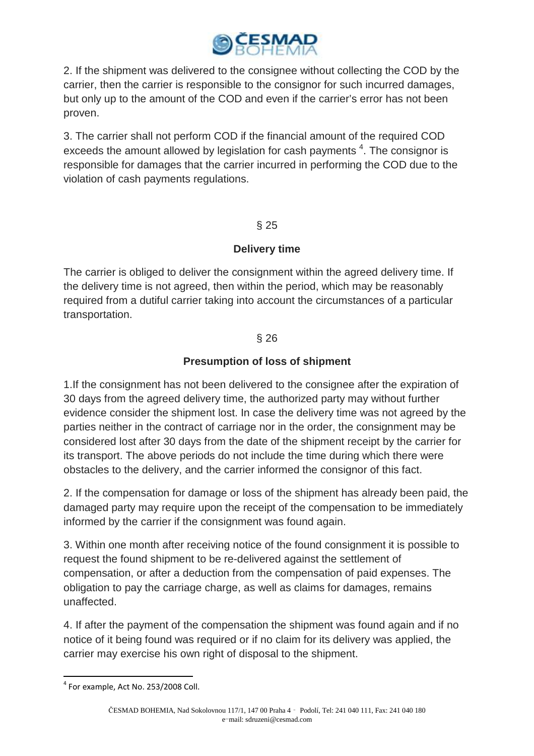2. If the shipment was delivered to the consignee without collecting the COD by the carrier, then the carrier is responsible to the consignor for such incurred damages, but only up to the amount of the COD and even if the carrier's error has not been proven.

3. The carrier shall not perform COD if the financial amount of the required COD exceeds the amount allowed by legislation for cash payments [4]. The consignor is responsible for damages that the carrier incurred in performing the COD due to the violation of cash payments regulations.

§ 25

**Delivery time**

The carrier is obliged to deliver the consignment within the agreed delivery time. If the delivery time is not agreed, then within the period, which may be reasonably required from a dutiful carrier taking into account the circumstances of a particular transportation.

§ 26

**Presumption of loss of shipment**

1.If the consignment has not been delivered to the consignee after the expiration of 30 days from the agreed delivery time, the authorized party may without further evidence consider the shipment lost. In case the delivery time was not agreed by the parties neither in the contract of carriage nor in the order, the consignment may be considered lost after 30 days from the date of the shipment receipt by the carrier for its transport. The above periods do not include the time during which there were obstacles to the delivery, and the carrier informed the consignor of this fact.

2. If the compensation for damage or loss of the shipment has already been paid, the damaged party may require upon the receipt of the compensation to be immediately informed by the carrier if the consignment was found again.

3. Within one month after receiving notice of the found consignment it is possible to request the found shipment to be re-delivered against the settlement of compensation, or after a deduction from the compensation of paid expenses. The obligation to pay the carriage charge, as well as claims for damages, remains unaffected.

4. If after the payment of the compensation the shipment was found again and if no notice of it being found was required or if no claim for its delivery was applied, the carrier may exercise his own right of disposal to the shipment.

[4] For example, Act No. 253/2008 Coll.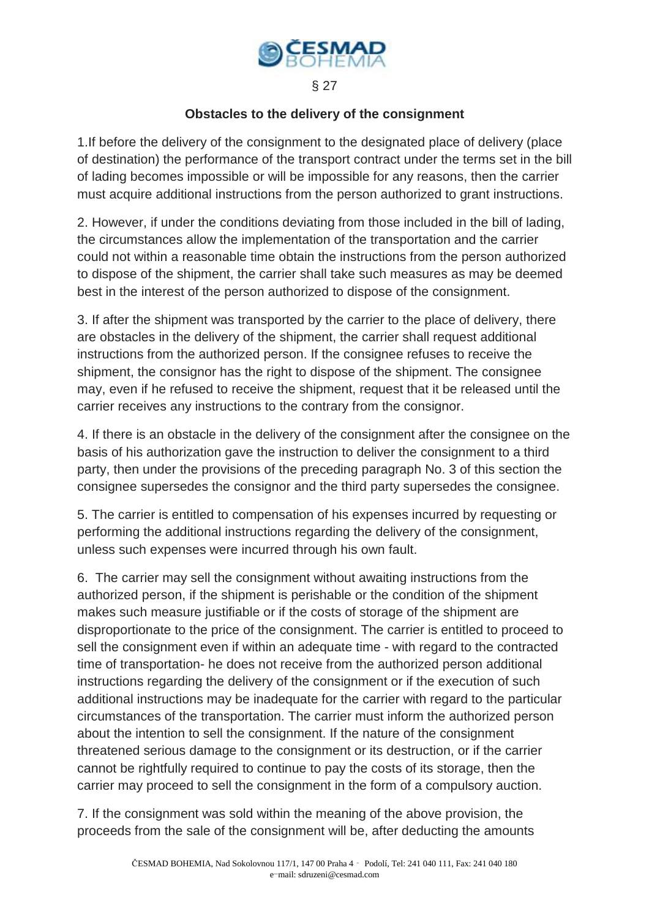## § 27

### Obstacles to the delivery of the consignment

1.If before the delivery of the consignment to the designated place of delivery (place of destination) the performance of the transport contract under the terms set in the bill of lading becomes impossible or will be impossible for any reasons, then the carrier must acquire additional instructions from the person authorized to grant instructions.

2. However, if under the conditions deviating from those included in the bill of lading, the circumstances allow the implementation of the transportation and the carrier could not within a reasonable time obtain the instructions from the person authorized to dispose of the shipment, the carrier shall take such measures as may be deemed best in the interest of the person authorized to dispose of the consignment.

3. If after the shipment was transported by the carrier to the place of delivery, there are obstacles in the delivery of the shipment, the carrier shall request additional instructions from the authorized person. If the consignee refuses to receive the shipment, the consignor has the right to dispose of the shipment. The consignee may, even if he refused to receive the shipment, request that it be released until the carrier receives any instructions to the contrary from the consignor.

4. If there is an obstacle in the delivery of the consignment after the consignee on the basis of his authorization gave the instruction to deliver the consignment to a third party, then under the provisions of the preceding paragraph No. 3 of this section the consignee supersedes the consignor and the third party supersedes the consignee.

5. The carrier is entitled to compensation of his expenses incurred by requesting or performing the additional instructions regarding the delivery of the consignment, unless such expenses were incurred through his own fault.

6. The carrier may sell the consignment without awaiting instructions from the authorized person, if the shipment is perishable or the condition of the shipment makes such measure justifiable or if the costs of storage of the shipment are disproportionate to the price of the consignment. The carrier is entitled to proceed to sell the consignment even if within an adequate time - with regard to the contracted time of transportation- he does not receive from the authorized person additional instructions regarding the delivery of the consignment or if the execution of such additional instructions may be inadequate for the carrier with regard to the particular circumstances of the transportation. The carrier must inform the authorized person about the intention to sell the consignment. If the nature of the consignment threatened serious damage to the consignment or its destruction, or if the carrier cannot be rightfully required to continue to pay the costs of its storage, then the carrier may proceed to sell the consignment in the form of a compulsory auction.

7. If the consignment was sold within the meaning of the above provision, the proceeds from the sale of the consignment will be, after deducting the amounts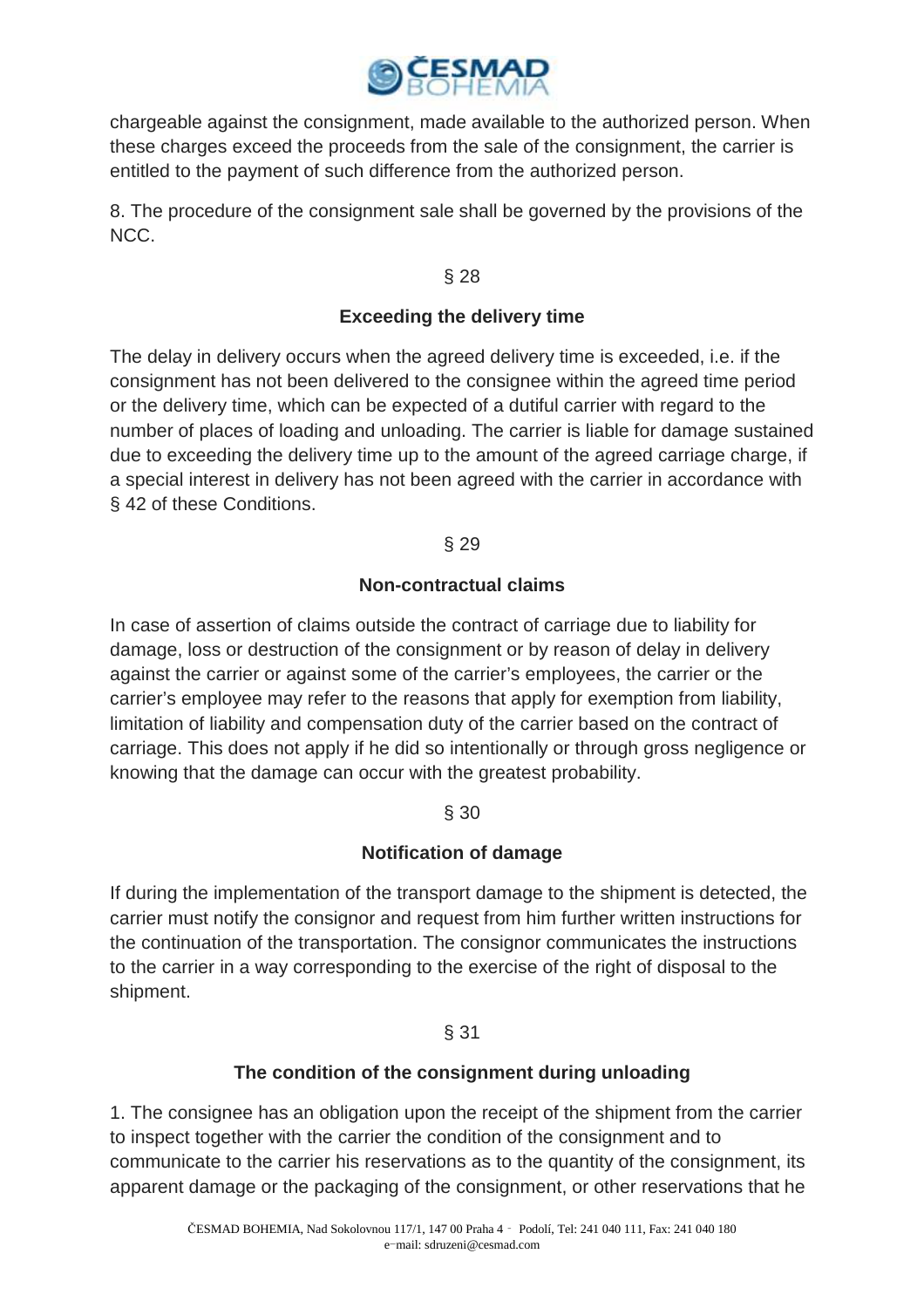chargeable against the consignment, made available to the authorized person. When these charges exceed the proceeds from the sale of the consignment, the carrier is entitled to the payment of such difference from the authorized person.

8. The procedure of the consignment sale shall be governed by the provisions of the NCC.

§ 28

**Exceeding the delivery time**

The delay in delivery occurs when the agreed delivery time is exceeded, i.e. if the consignment has not been delivered to the consignee within the agreed time period or the delivery time, which can be expected of a dutiful carrier with regard to the number of places of loading and unloading. The carrier is liable for damage sustained due to exceeding the delivery time up to the amount of the agreed carriage charge, if a special interest in delivery has not been agreed with the carrier in accordance with § 42 of these Conditions.

§ 29

**Non-contractual claims**

In case of assertion of claims outside the contract of carriage due to liability for damage, loss or destruction of the consignment or by reason of delay in delivery against the carrier or against some of the carrier's employees, the carrier or the carrier's employee may refer to the reasons that apply for exemption from liability, limitation of liability and compensation duty of the carrier based on the contract of carriage. This does not apply if he did so intentionally or through gross negligence or knowing that the damage can occur with the greatest probability.

§ 30

**Notification of damage**

If during the implementation of the transport damage to the shipment is detected, the carrier must notify the consignor and request from him further written instructions for the continuation of the transportation. The consignor communicates the instructions to the carrier in a way corresponding to the exercise of the right of disposal to the shipment.

§ 31

**The condition of the consignment during unloading**

1. The consignee has an obligation upon the receipt of the shipment from the carrier to inspect together with the carrier the condition of the consignment and to communicate to the carrier his reservations as to the quantity of the consignment, its apparent damage or the packaging of the consignment, or other reservations that he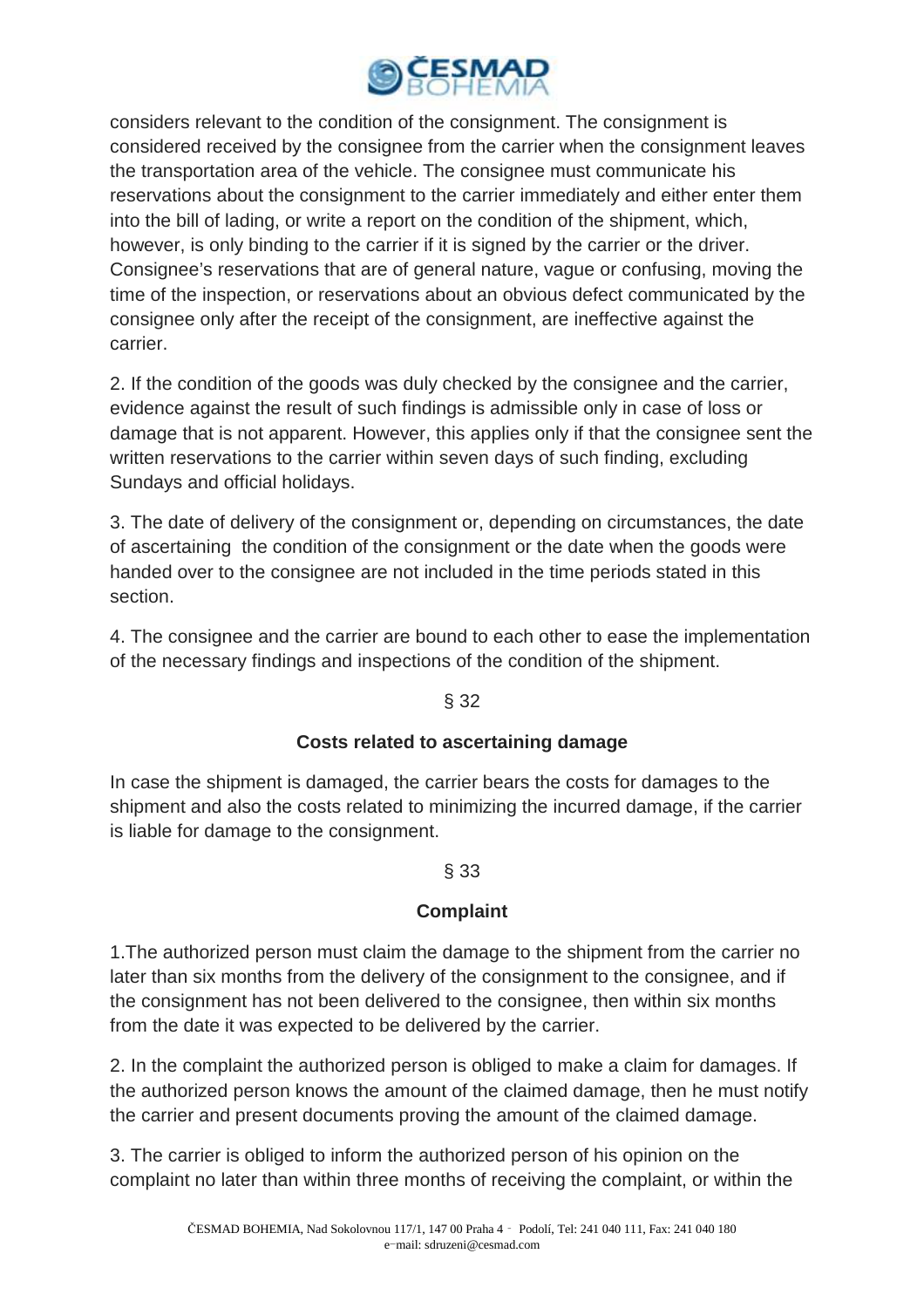considers relevant to the condition of the consignment. The consignment is considered received by the consignee from the carrier when the consignment leaves the transportation area of the vehicle. The consignee must communicate his reservations about the consignment to the carrier immediately and either enter them into the bill of lading, or write a report on the condition of the shipment, which, however, is only binding to the carrier if it is signed by the carrier or the driver. Consignee's reservations that are of general nature, vague or confusing, moving the time of the inspection, or reservations about an obvious defect communicated by the consignee only after the receipt of the consignment, are ineffective against the carrier.

2. If the condition of the goods was duly checked by the consignee and the carrier, evidence against the result of such findings is admissible only in case of loss or damage that is not apparent. However, this applies only if that the consignee sent the written reservations to the carrier within seven days of such finding, excluding Sundays and official holidays.

3. The date of delivery of the consignment or, depending on circumstances, the date of ascertaining the condition of the consignment or the date when the goods were handed over to the consignee are not included in the time periods stated in this section.

4. The consignee and the carrier are bound to each other to ease the implementation of the necessary findings and inspections of the condition of the shipment.

§ 32

**Costs related to ascertaining damage**

In case the shipment is damaged, the carrier bears the costs for damages to the shipment and also the costs related to minimizing the incurred damage, if the carrier is liable for damage to the consignment.

§ 33

**Complaint**

1.The authorized person must claim the damage to the shipment from the carrier no later than six months from the delivery of the consignment to the consignee, and if the consignment has not been delivered to the consignee, then within six months from the date it was expected to be delivered by the carrier.

2. In the complaint the authorized person is obliged to make a claim for damages. If the authorized person knows the amount of the claimed damage, then he must notify the carrier and present documents proving the amount of the claimed damage.

3. The carrier is obliged to inform the authorized person of his opinion on the complaint no later than within three months of receiving the complaint, or within the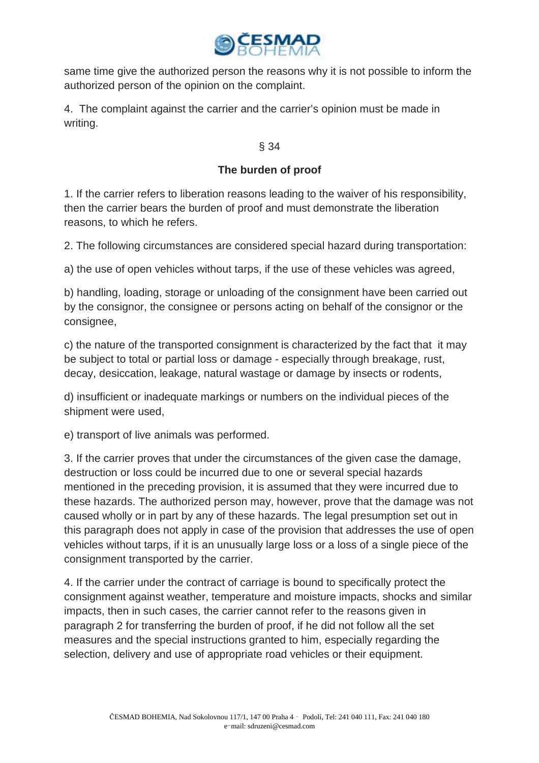same time give the authorized person the reasons why it is not possible to inform the authorized person of the opinion on the complaint.

4. The complaint against the carrier and the carrier's opinion must be made in writing.

§ 34

**The burden of proof**

1. If the carrier refers to liberation reasons leading to the waiver of his responsibility, then the carrier bears the burden of proof and must demonstrate the liberation reasons, to which he refers.

2. The following circumstances are considered special hazard during transportation:

a) the use of open vehicles without tarps, if the use of these vehicles was agreed,

b) handling, loading, storage or unloading of the consignment have been carried out by the consignor, the consignee or persons acting on behalf of the consignor or the consignee,

c) the nature of the transported consignment is characterized by the fact that it may be subject to total or partial loss or damage - especially through breakage, rust, decay, desiccation, leakage, natural wastage or damage by insects or rodents,

d) insufficient or inadequate markings or numbers on the individual pieces of the shipment were used,

e) transport of live animals was performed.

3. If the carrier proves that under the circumstances of the given case the damage, destruction or loss could be incurred due to one or several special hazards mentioned in the preceding provision, it is assumed that they were incurred due to these hazards. The authorized person may, however, prove that the damage was not caused wholly or in part by any of these hazards. The legal presumption set out in this paragraph does not apply in case of the provision that addresses the use of open vehicles without tarps, if it is an unusually large loss or a loss of a single piece of the consignment transported by the carrier.

4. If the carrier under the contract of carriage is bound to specifically protect the consignment against weather, temperature and moisture impacts, shocks and similar impacts, then in such cases, the carrier cannot refer to the reasons given in paragraph 2 for transferring the burden of proof, if he did not follow all the set measures and the special instructions granted to him, especially regarding the selection, delivery and use of appropriate road vehicles or their equipment.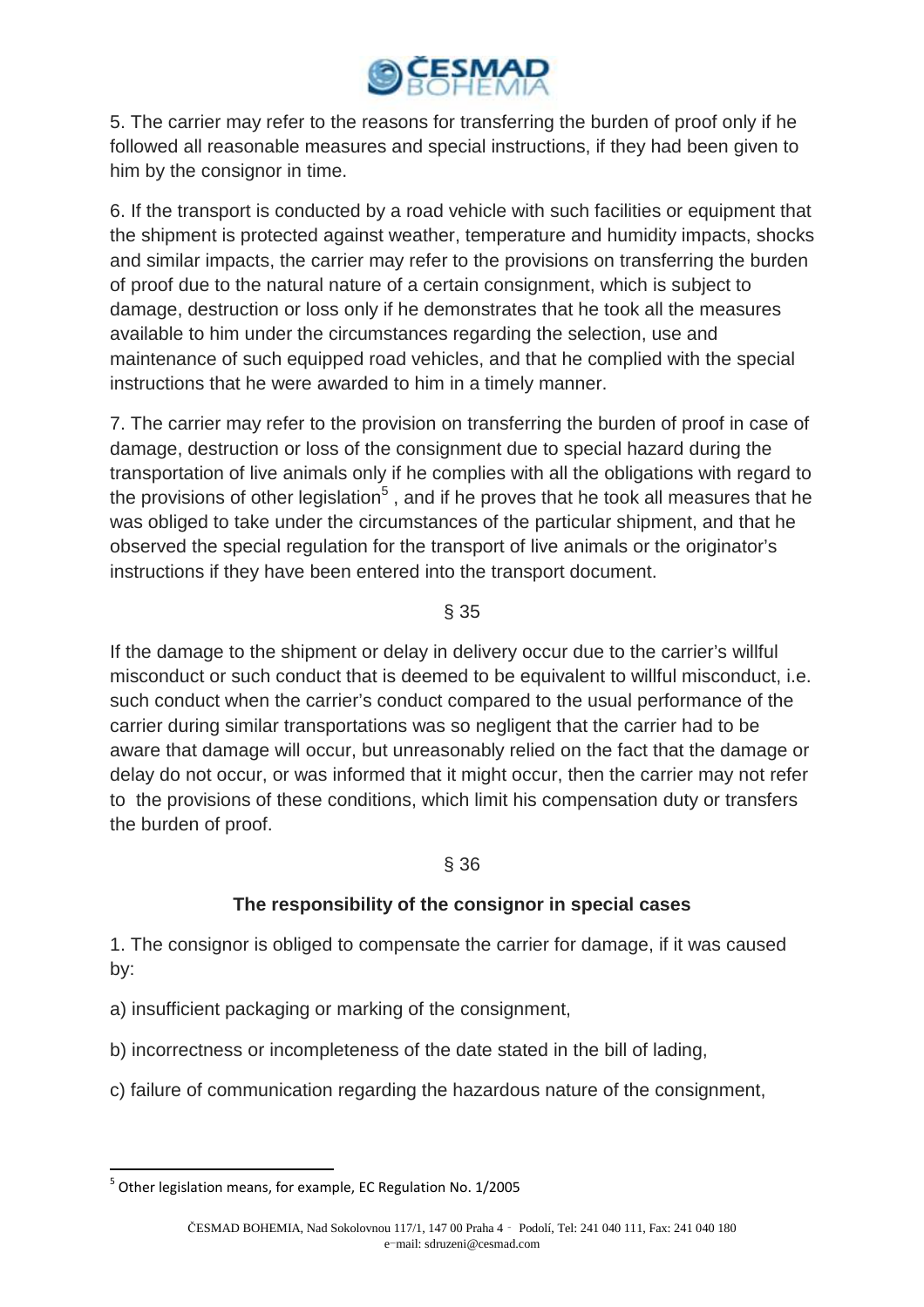5. The carrier may refer to the reasons for transferring the burden of proof only if he followed all reasonable measures and special instructions, if they had been given to him by the consignor in time.

6. If the transport is conducted by a road vehicle with such facilities or equipment that the shipment is protected against weather, temperature and humidity impacts, shocks and similar impacts, the carrier may refer to the provisions on transferring the burden of proof due to the natural nature of a certain consignment, which is subject to damage, destruction or loss only if he demonstrates that he took all the measures available to him under the circumstances regarding the selection, use and maintenance of such equipped road vehicles, and that he complied with the special instructions that he were awarded to him in a timely manner.

7. The carrier may refer to the provision on transferring the burden of proof in case of damage, destruction or loss of the consignment due to special hazard during the transportation of live animals only if he complies with all the obligations with regard to the provisions of other legislation[5] , and if he proves that he took all measures that he was obliged to take under the circumstances of the particular shipment, and that he observed the special regulation for the transport of live animals or the originator's instructions if they have been entered into the transport document.

§ 35

If the damage to the shipment or delay in delivery occur due to the carrier's willful misconduct or such conduct that is deemed to be equivalent to willful misconduct, i.e. such conduct when the carrier's conduct compared to the usual performance of the carrier during similar transportations was so negligent that the carrier had to be aware that damage will occur, but unreasonably relied on the fact that the damage or delay do not occur, or was informed that it might occur, then the carrier may not refer to the provisions of these conditions, which limit his compensation duty or transfers the burden of proof.

§ 36

**The responsibility of the consignor in special cases**

1. The consignor is obliged to compensate the carrier for damage, if it was caused by:

a) insufficient packaging or marking of the consignment,

b) incorrectness or incompleteness of the date stated in the bill of lading,

c) failure of communication regarding the hazardous nature of the consignment,

---

[5] Other legislation means, for example, EC Regulation No. 1/2005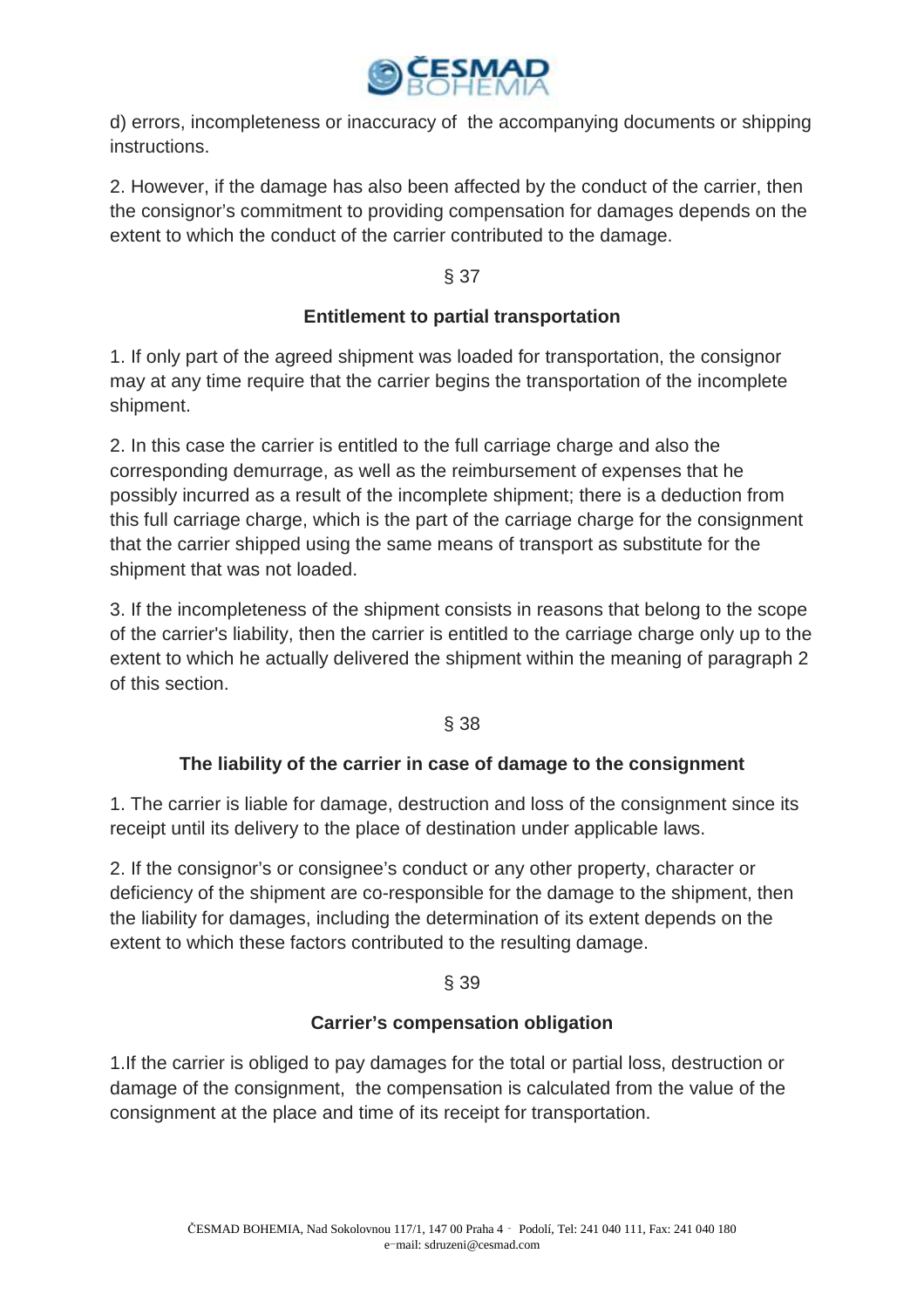d) errors, incompleteness or inaccuracy of the accompanying documents or shipping instructions.

2. However, if the damage has also been affected by the conduct of the carrier, then the consignor's commitment to providing compensation for damages depends on the extent to which the conduct of the carrier contributed to the damage.

§ 37

**Entitlement to partial transportation**

1. If only part of the agreed shipment was loaded for transportation, the consignor may at any time require that the carrier begins the transportation of the incomplete shipment.

2. In this case the carrier is entitled to the full carriage charge and also the corresponding demurrage, as well as the reimbursement of expenses that he possibly incurred as a result of the incomplete shipment; there is a deduction from this full carriage charge, which is the part of the carriage charge for the consignment that the carrier shipped using the same means of transport as substitute for the shipment that was not loaded.

3. If the incompleteness of the shipment consists in reasons that belong to the scope of the carrier's liability, then the carrier is entitled to the carriage charge only up to the extent to which he actually delivered the shipment within the meaning of paragraph 2 of this section.

§ 38

**The liability of the carrier in case of damage to the consignment**

1. The carrier is liable for damage, destruction and loss of the consignment since its receipt until its delivery to the place of destination under applicable laws.

2. If the consignor's or consignee's conduct or any other property, character or deficiency of the shipment are co-responsible for the damage to the shipment, then the liability for damages, including the determination of its extent depends on the extent to which these factors contributed to the resulting damage.

§ 39

**Carrier's compensation obligation**

1.If the carrier is obliged to pay damages for the total or partial loss, destruction or damage of the consignment, the compensation is calculated from the value of the consignment at the place and time of its receipt for transportation.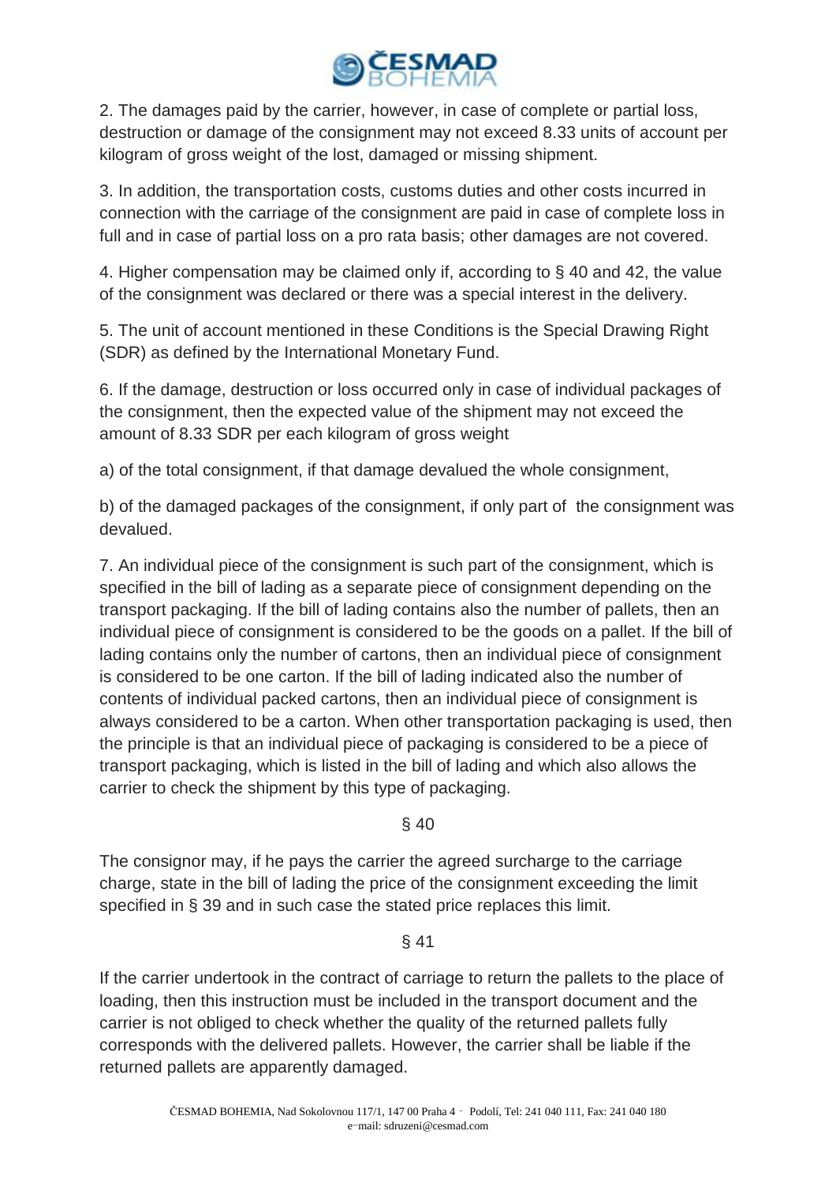2. The damages paid by the carrier, however, in case of complete or partial loss, destruction or damage of the consignment may not exceed 8.33 units of account per kilogram of gross weight of the lost, damaged or missing shipment.

3. In addition, the transportation costs, customs duties and other costs incurred in connection with the carriage of the consignment are paid in case of complete loss in full and in case of partial loss on a pro rata basis; other damages are not covered.

4. Higher compensation may be claimed only if, according to § 40 and 42, the value of the consignment was declared or there was a special interest in the delivery.

5. The unit of account mentioned in these Conditions is the Special Drawing Right (SDR) as defined by the International Monetary Fund.

6. If the damage, destruction or loss occurred only in case of individual packages of the consignment, then the expected value of the shipment may not exceed the amount of 8.33 SDR per each kilogram of gross weight

a) of the total consignment, if that damage devalued the whole consignment,

b) of the damaged packages of the consignment, if only part of the consignment was devalued.

7. An individual piece of the consignment is such part of the consignment, which is specified in the bill of lading as a separate piece of consignment depending on the transport packaging. If the bill of lading contains also the number of pallets, then an individual piece of consignment is considered to be the goods on a pallet. If the bill of lading contains only the number of cartons, then an individual piece of consignment is considered to be one carton. If the bill of lading indicated also the number of contents of individual packed cartons, then an individual piece of consignment is always considered to be a carton. When other transportation packaging is used, then the principle is that an individual piece of packaging is considered to be a piece of transport packaging, which is listed in the bill of lading and which also allows the carrier to check the shipment by this type of packaging.

## § 40

The consignor may, if he pays the carrier the agreed surcharge to the carriage charge, state in the bill of lading the price of the consignment exceeding the limit specified in § 39 and in such case the stated price replaces this limit.

## § 41

If the carrier undertook in the contract of carriage to return the pallets to the place of loading, then this instruction must be included in the transport document and the carrier is not obliged to check whether the quality of the returned pallets fully corresponds with the delivered pallets. However, the carrier shall be liable if the returned pallets are apparently damaged.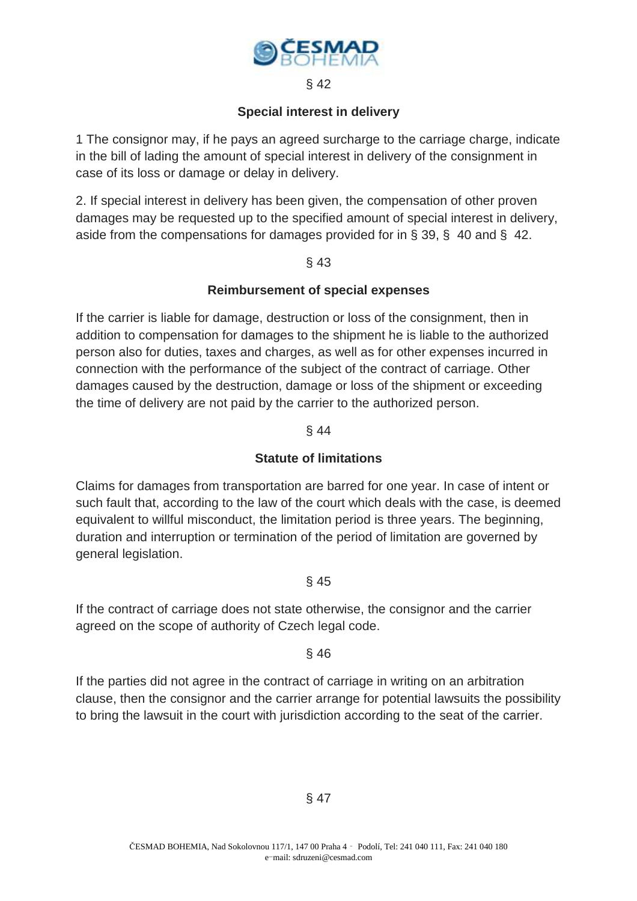§ 42

**Special interest in delivery**

1 The consignor may, if he pays an agreed surcharge to the carriage charge, indicate in the bill of lading the amount of special interest in delivery of the consignment in case of its loss or damage or delay in delivery.

2. If special interest in delivery has been given, the compensation of other proven damages may be requested up to the specified amount of special interest in delivery, aside from the compensations for damages provided for in § 39, § 40 and § 42.

§ 43

**Reimbursement of special expenses**

If the carrier is liable for damage, destruction or loss of the consignment, then in addition to compensation for damages to the shipment he is liable to the authorized person also for duties, taxes and charges, as well as for other expenses incurred in connection with the performance of the subject of the contract of carriage. Other damages caused by the destruction, damage or loss of the shipment or exceeding the time of delivery are not paid by the carrier to the authorized person.

§ 44

**Statute of limitations**

Claims for damages from transportation are barred for one year. In case of intent or such fault that, according to the law of the court which deals with the case, is deemed equivalent to willful misconduct, the limitation period is three years. The beginning, duration and interruption or termination of the period of limitation are governed by general legislation.

§ 45

If the contract of carriage does not state otherwise, the consignor and the carrier agreed on the scope of authority of Czech legal code.

§ 46

If the parties did not agree in the contract of carriage in writing on an arbitration clause, then the consignor and the carrier arrange for potential lawsuits the possibility to bring the lawsuit in the court with jurisdiction according to the seat of the carrier.

§ 47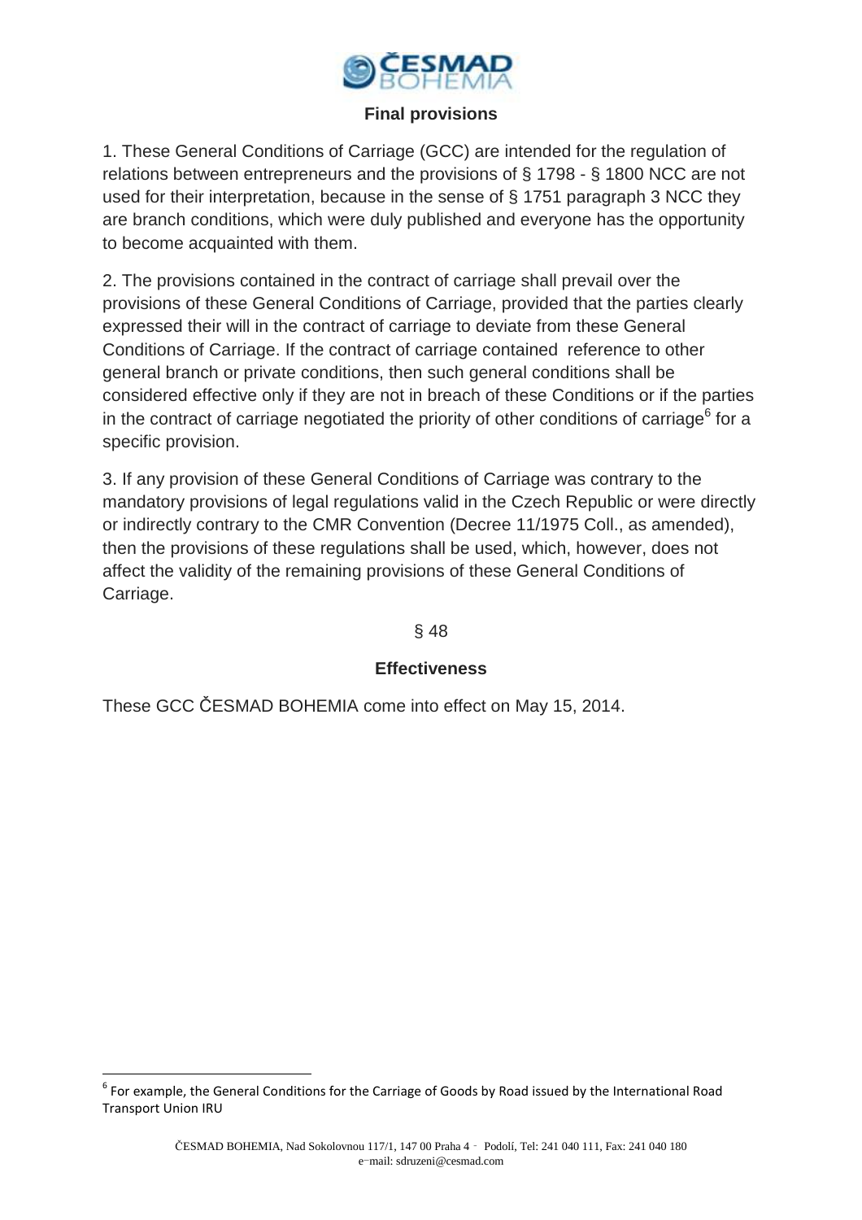## Final provisions

1. These General Conditions of Carriage (GCC) are intended for the regulation of relations between entrepreneurs and the provisions of § 1798 - § 1800 NCC are not used for their interpretation, because in the sense of § 1751 paragraph 3 NCC they are branch conditions, which were duly published and everyone has the opportunity to become acquainted with them.

2. The provisions contained in the contract of carriage shall prevail over the provisions of these General Conditions of Carriage, provided that the parties clearly expressed their will in the contract of carriage to deviate from these General Conditions of Carriage. If the contract of carriage contained reference to other general branch or private conditions, then such general conditions shall be considered effective only if they are not in breach of these Conditions or if the parties in the contract of carriage negotiated the priority of other conditions of carriage[6] for a specific provision.

3. If any provision of these General Conditions of Carriage was contrary to the mandatory provisions of legal regulations valid in the Czech Republic or were directly or indirectly contrary to the CMR Convention (Decree 11/1975 Coll., as amended), then the provisions of these regulations shall be used, which, however, does not affect the validity of the remaining provisions of these General Conditions of Carriage.

§ 48

## Effectiveness

These GCC ČESMAD BOHEMIA come into effect on May 15, 2014.

[6] For example, the General Conditions for the Carriage of Goods by Road issued by the International Road Transport Union IRU